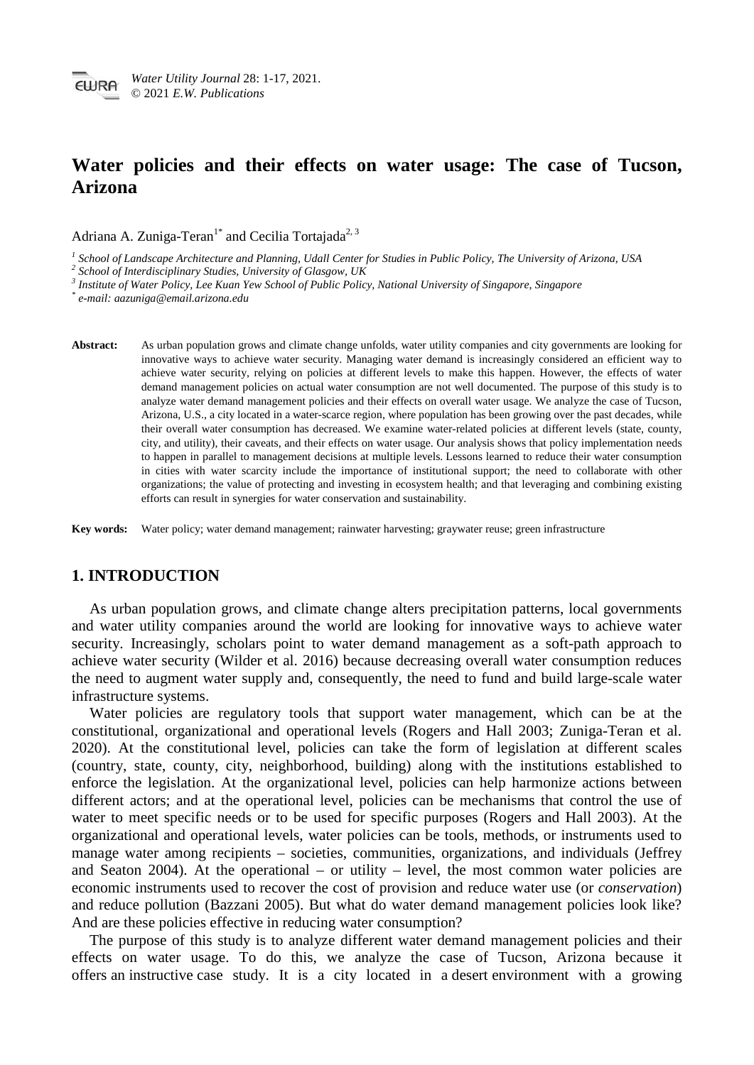# Water policies and their effects on water usage: The case of Tucson, Arizona

Adriana A. Zuniga-Teran[1*] and Cecilia Tortajada[2, 3]

[1] *School of Landscape Architecture and Planning, Udall Center for Studies in Public Policy, The University of Arizona, USA*
[2] *School of Interdisciplinary Studies, University of Glasgow, UK*
[3] *Institute of Water Policy, Lee Kuan Yew School of Public Policy, National University of Singapore, Singapore*
[*] *e-mail: aazuniga@email.arizona.edu*

**Abstract:** As urban population grows and climate change unfolds, water utility companies and city governments are looking for innovative ways to achieve water security. Managing water demand is increasingly considered an efficient way to achieve water security, relying on policies at different levels to make this happen. However, the effects of water demand management policies on actual water consumption are not well documented. The purpose of this study is to analyze water demand management policies and their effects on overall water usage. We analyze the case of Tucson, Arizona, U.S., a city located in a water-scarce region, where population has been growing over the past decades, while their overall water consumption has decreased. We examine water-related policies at different levels (state, county, city, and utility), their caveats, and their effects on water usage. Our analysis shows that policy implementation needs to happen in parallel to management decisions at multiple levels. Lessons learned to reduce their water consumption in cities with water scarcity include the importance of institutional support; the need to collaborate with other organizations; the value of protecting and investing in ecosystem health; and that leveraging and combining existing efforts can result in synergies for water conservation and sustainability.

**Key words:** Water policy; water demand management; rainwater harvesting; graywater reuse; green infrastructure

## 1. INTRODUCTION

As urban population grows, and climate change alters precipitation patterns, local governments and water utility companies around the world are looking for innovative ways to achieve water security. Increasingly, scholars point to water demand management as a soft-path approach to achieve water security (Wilder et al. 2016) because decreasing overall water consumption reduces the need to augment water supply and, consequently, the need to fund and build large-scale water infrastructure systems.

Water policies are regulatory tools that support water management, which can be at the constitutional, organizational and operational levels (Rogers and Hall 2003; Zuniga-Teran et al. 2020). At the constitutional level, policies can take the form of legislation at different scales (country, state, county, city, neighborhood, building) along with the institutions established to enforce the legislation. At the organizational level, policies can help harmonize actions between different actors; and at the operational level, policies can be mechanisms that control the use of water to meet specific needs or to be used for specific purposes (Rogers and Hall 2003). At the organizational and operational levels, water policies can be tools, methods, or instruments used to manage water among recipients – societies, communities, organizations, and individuals (Jeffrey and Seaton 2004). At the operational – or utility – level, the most common water policies are economic instruments used to recover the cost of provision and reduce water use (or *conservation*) and reduce pollution (Bazzani 2005). But what do water demand management policies look like? And are these policies effective in reducing water consumption?

The purpose of this study is to analyze different water demand management policies and their effects on water usage. To do this, we analyze the case of Tucson, Arizona because it offers an instructive case study. It is a city located in a desert environment with a growing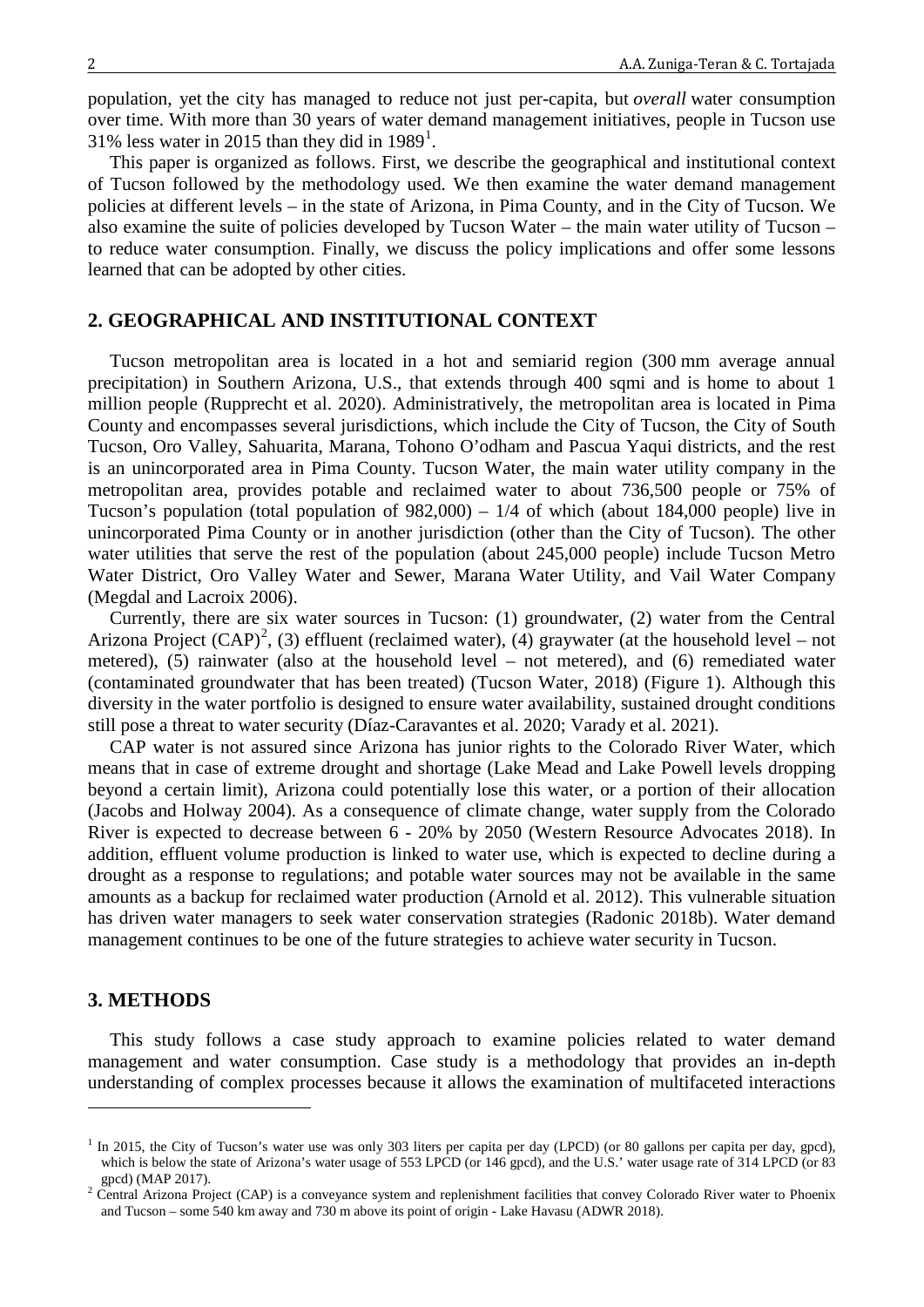population, yet the city has managed to reduce not just per-capita, but *overall* water consumption over time. With more than 30 years of water demand management initiatives, people in Tucson use 31% less water in 2015 than they did in 1989[1].

This paper is organized as follows. First, we describe the geographical and institutional context of Tucson followed by the methodology used. We then examine the water demand management policies at different levels – in the state of Arizona, in Pima County, and in the City of Tucson. We also examine the suite of policies developed by Tucson Water – the main water utility of Tucson – to reduce water consumption. Finally, we discuss the policy implications and offer some lessons learned that can be adopted by other cities.

## 2. GEOGRAPHICAL AND INSTITUTIONAL CONTEXT

Tucson metropolitan area is located in a hot and semiarid region (300 mm average annual precipitation) in Southern Arizona, U.S., that extends through 400 sqmi and is home to about 1 million people (Rupprecht et al. 2020). Administratively, the metropolitan area is located in Pima County and encompasses several jurisdictions, which include the City of Tucson, the City of South Tucson, Oro Valley, Sahuarita, Marana, Tohono O'odham and Pascua Yaqui districts, and the rest is an unincorporated area in Pima County. Tucson Water, the main water utility company in the metropolitan area, provides potable and reclaimed water to about 736,500 people or 75% of Tucson's population (total population of 982,000) – 1/4 of which (about 184,000 people) live in unincorporated Pima County or in another jurisdiction (other than the City of Tucson). The other water utilities that serve the rest of the population (about 245,000 people) include Tucson Metro Water District, Oro Valley Water and Sewer, Marana Water Utility, and Vail Water Company (Megdal and Lacroix 2006).

Currently, there are six water sources in Tucson: (1) groundwater, (2) water from the Central Arizona Project (CAP)[2], (3) effluent (reclaimed water), (4) graywater (at the household level – not metered), (5) rainwater (also at the household level – not metered), and (6) remediated water (contaminated groundwater that has been treated) (Tucson Water, 2018) (Figure 1). Although this diversity in the water portfolio is designed to ensure water availability, sustained drought conditions still pose a threat to water security (Díaz-Caravantes et al. 2020; Varady et al. 2021).

CAP water is not assured since Arizona has junior rights to the Colorado River Water, which means that in case of extreme drought and shortage (Lake Mead and Lake Powell levels dropping beyond a certain limit), Arizona could potentially lose this water, or a portion of their allocation (Jacobs and Holway 2004). As a consequence of climate change, water supply from the Colorado River is expected to decrease between 6 - 20% by 2050 (Western Resource Advocates 2018). In addition, effluent volume production is linked to water use, which is expected to decline during a drought as a response to regulations; and potable water sources may not be available in the same amounts as a backup for reclaimed water production (Arnold et al. 2012). This vulnerable situation has driven water managers to seek water conservation strategies (Radonic 2018b). Water demand management continues to be one of the future strategies to achieve water security in Tucson.

## 3. METHODS

This study follows a case study approach to examine policies related to water demand management and water consumption. Case study is a methodology that provides an in-depth understanding of complex processes because it allows the examination of multifaceted interactions

---

[1] In 2015, the City of Tucson's water use was only 303 liters per capita per day (LPCD) (or 80 gallons per capita per day, gpcd), which is below the state of Arizona's water usage of 553 LPCD (or 146 gpcd), and the U.S.' water usage rate of 314 LPCD (or 83 gpcd) (MAP 2017).

[2] Central Arizona Project (CAP) is a conveyance system and replenishment facilities that convey Colorado River water to Phoenix and Tucson – some 540 km away and 730 m above its point of origin - Lake Havasu (ADWR 2018).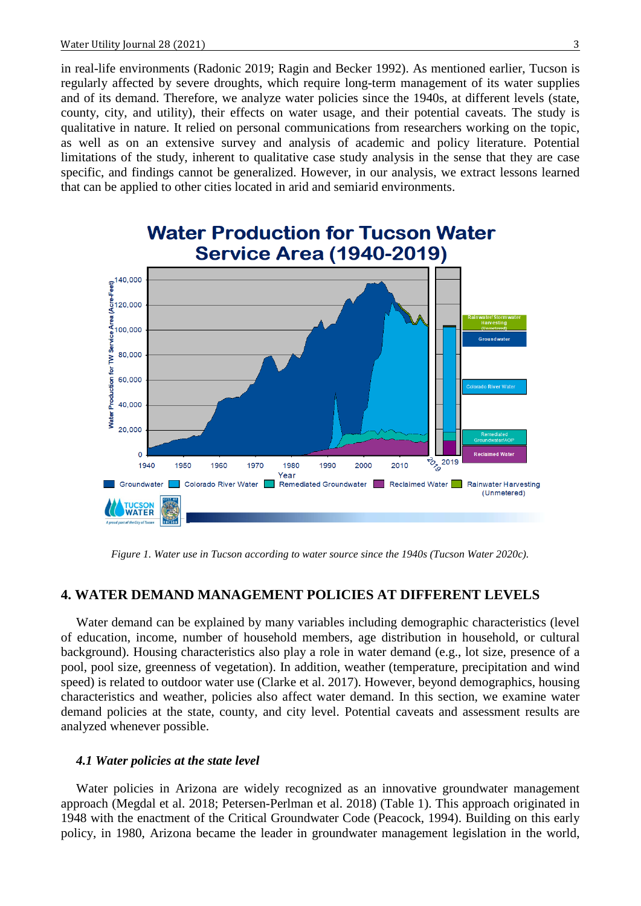in real-life environments (Radonic 2019; Ragin and Becker 1992). As mentioned earlier, Tucson is regularly affected by severe droughts, which require long-term management of its water supplies and of its demand. Therefore, we analyze water policies since the 1940s, at different levels (state, county, city, and utility), their effects on water usage, and their potential caveats. The study is qualitative in nature. It relied on personal communications from researchers working on the topic, as well as on an extensive survey and analysis of academic and policy literature. Potential limitations of the study, inherent to qualitative case study analysis in the sense that they are case specific, and findings cannot be generalized. However, in our analysis, we extract lessons learned that can be applied to other cities located in arid and semiarid environments.

*Figure 1. Water use in Tucson according to water source since the 1940s (Tucson Water 2020c).*

## 4. WATER DEMAND MANAGEMENT POLICIES AT DIFFERENT LEVELS

Water demand can be explained by many variables including demographic characteristics (level of education, income, number of household members, age distribution in household, or cultural background). Housing characteristics also play a role in water demand (e.g., lot size, presence of a pool, pool size, greenness of vegetation). In addition, weather (temperature, precipitation and wind speed) is related to outdoor water use (Clarke et al. 2017). However, beyond demographics, housing characteristics and weather, policies also affect water demand. In this section, we examine water demand policies at the state, county, and city level. Potential caveats and assessment results are analyzed whenever possible.

### *4.1 Water policies at the state level*

Water policies in Arizona are widely recognized as an innovative groundwater management approach (Megdal et al. 2018; Petersen-Perlman et al. 2018) (Table 1). This approach originated in 1948 with the enactment of the Critical Groundwater Code (Peacock, 1994). Building on this early policy, in 1980, Arizona became the leader in groundwater management legislation in the world,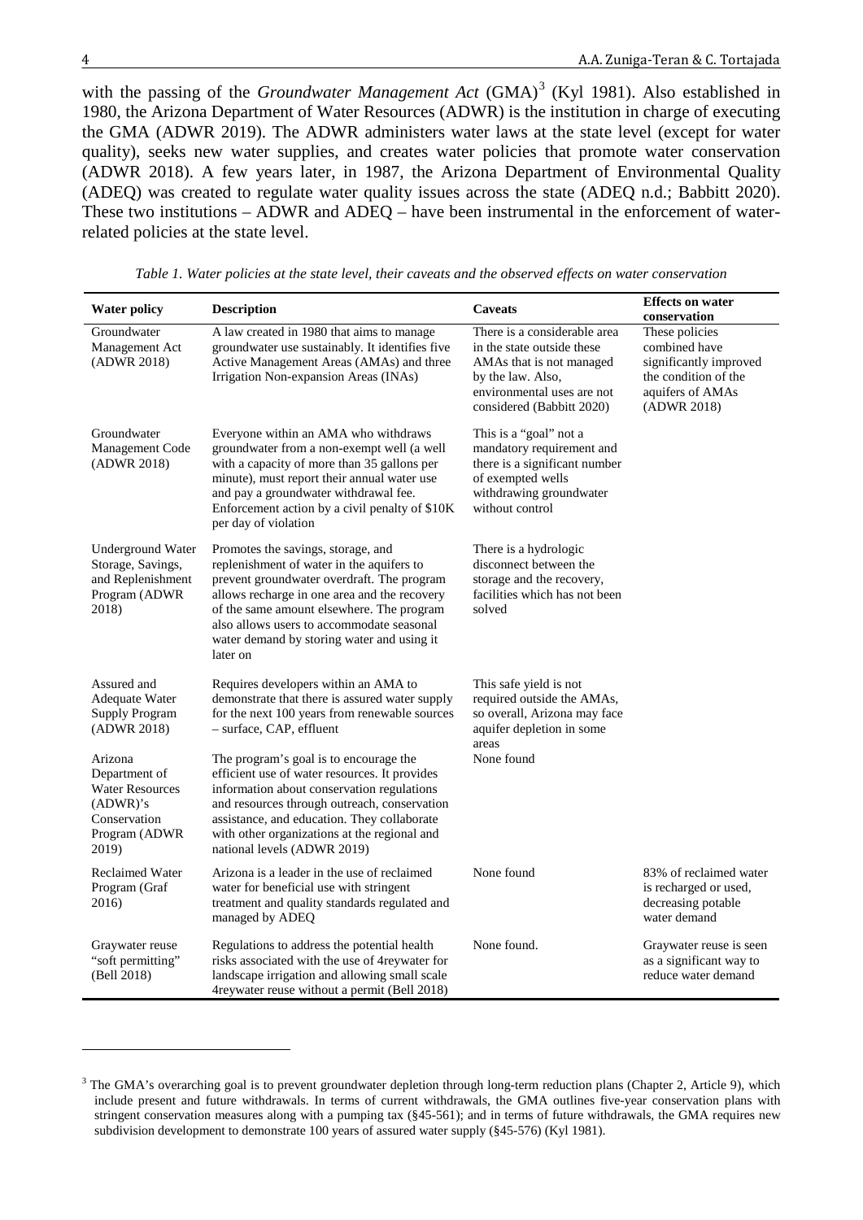with the passing of the *Groundwater Management Act* (GMA)[3] (Kyl 1981). Also established in 1980, the Arizona Department of Water Resources (ADWR) is the institution in charge of executing the GMA (ADWR 2019). The ADWR administers water laws at the state level (except for water quality), seeks new water supplies, and creates water policies that promote water conservation (ADWR 2018). A few years later, in 1987, the Arizona Department of Environmental Quality (ADEQ) was created to regulate water quality issues across the state (ADEQ n.d.; Babbitt 2020). These two institutions – ADWR and ADEQ – have been instrumental in the enforcement of water-related policies at the state level.

*Table 1. Water policies at the state level, their caveats and the observed effects on water conservation*

| Water policy | Description | Caveats | Effects on water conservation |
|---|---|---|---|
| Groundwater Management Act (ADWR 2018) | A law created in 1980 that aims to manage groundwater use sustainably. It identifies five Active Management Areas (AMAs) and three Irrigation Non-expansion Areas (INAs) | There is a considerable area in the state outside these AMAs that is not managed by the law. Also, environmental uses are not considered (Babbitt 2020) | These policies combined have significantly improved the condition of the aquifers of AMAs (ADWR 2018) |
| Groundwater Management Code (ADWR 2018) | Everyone within an AMA who withdraws groundwater from a non-exempt well (a well with a capacity of more than 35 gallons per minute), must report their annual water use and pay a groundwater withdrawal fee. Enforcement action by a civil penalty of $10K per day of violation | This is a "goal" not a mandatory requirement and there is a significant number of exempted wells withdrawing groundwater without control | |
| Underground Water Storage, Savings, and Replenishment Program (ADWR 2018) | Promotes the savings, storage, and replenishment of water in the aquifers to prevent groundwater overdraft. The program allows recharge in one area and the recovery of the same amount elsewhere. The program also allows users to accommodate seasonal water demand by storing water and using it later on | There is a hydrologic disconnect between the storage and the recovery, facilities which has not been solved | |
| Assured and Adequate Water Supply Program (ADWR 2018) | Requires developers within an AMA to demonstrate that there is assured water supply for the next 100 years from renewable sources – surface, CAP, effluent | This safe yield is not required outside the AMAs, so overall, Arizona may face aquifer depletion in some areas | |
| Arizona Department of Water Resources (ADWR)'s Conservation Program (ADWR 2019) | The program's goal is to encourage the efficient use of water resources. It provides information about conservation regulations and resources through outreach, conservation assistance, and education. They collaborate with other organizations at the regional and national levels (ADWR 2019) | None found | |
| Reclaimed Water Program (Graf 2016) | Arizona is a leader in the use of reclaimed water for beneficial use with stringent treatment and quality standards regulated and managed by ADEQ | None found | 83% of reclaimed water is recharged or used, decreasing potable water demand |
| Graywater reuse "soft permitting" (Bell 2018) | Regulations to address the potential health risks associated with the use of 4reywater for landscape irrigation and allowing small scale 4reywater reuse without a permit (Bell 2018) | None found. | Graywater reuse is seen as a significant way to reduce water demand |

[3] The GMA's overarching goal is to prevent groundwater depletion through long-term reduction plans (Chapter 2, Article 9), which include present and future withdrawals. In terms of current withdrawals, the GMA outlines five-year conservation plans with stringent conservation measures along with a pumping tax (§45-561); and in terms of future withdrawals, the GMA requires new subdivision development to demonstrate 100 years of assured water supply (§45-576) (Kyl 1981).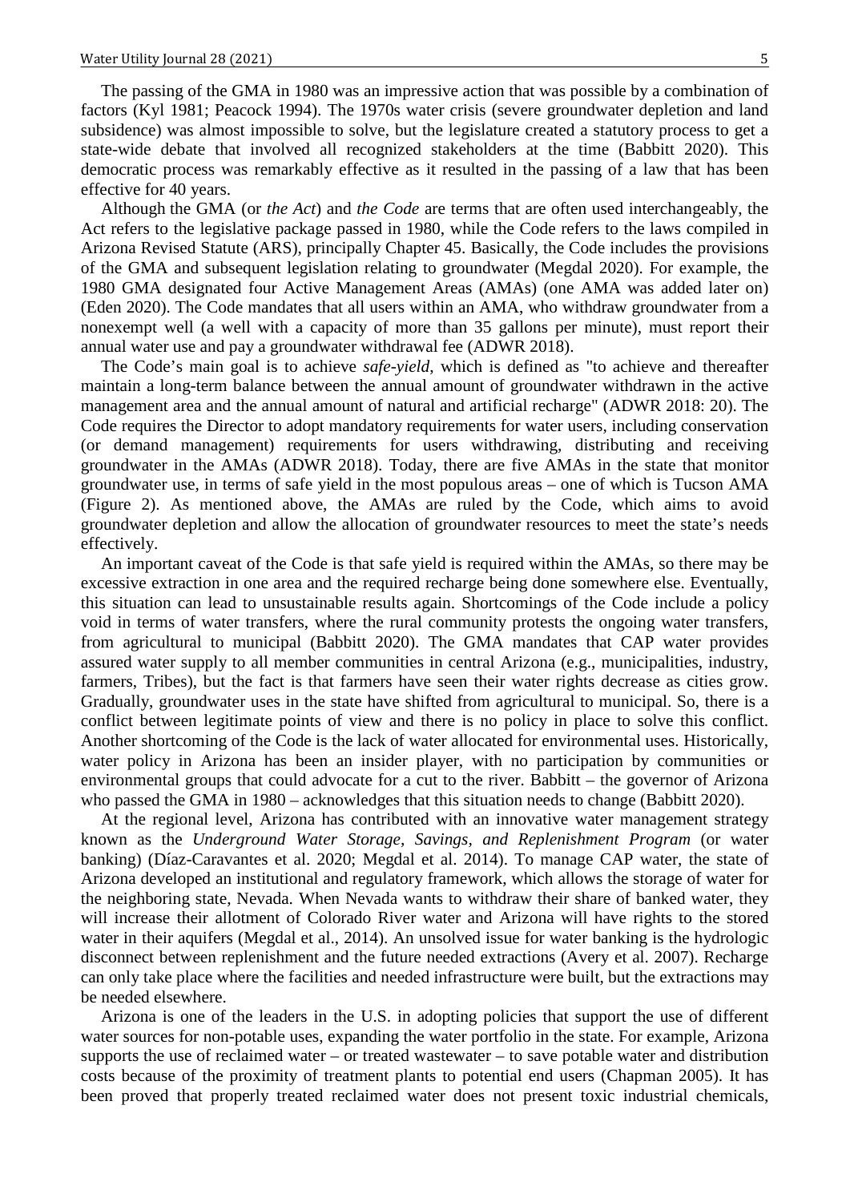The passing of the GMA in 1980 was an impressive action that was possible by a combination of factors (Kyl 1981; Peacock 1994). The 1970s water crisis (severe groundwater depletion and land subsidence) was almost impossible to solve, but the legislature created a statutory process to get a state-wide debate that involved all recognized stakeholders at the time (Babbitt 2020). This democratic process was remarkably effective as it resulted in the passing of a law that has been effective for 40 years.

Although the GMA (or *the Act*) and *the Code* are terms that are often used interchangeably, the Act refers to the legislative package passed in 1980, while the Code refers to the laws compiled in Arizona Revised Statute (ARS), principally Chapter 45. Basically, the Code includes the provisions of the GMA and subsequent legislation relating to groundwater (Megdal 2020). For example, the 1980 GMA designated four Active Management Areas (AMAs) (one AMA was added later on) (Eden 2020). The Code mandates that all users within an AMA, who withdraw groundwater from a nonexempt well (a well with a capacity of more than 35 gallons per minute), must report their annual water use and pay a groundwater withdrawal fee (ADWR 2018).

The Code's main goal is to achieve *safe-yield*, which is defined as "to achieve and thereafter maintain a long-term balance between the annual amount of groundwater withdrawn in the active management area and the annual amount of natural and artificial recharge" (ADWR 2018: 20). The Code requires the Director to adopt mandatory requirements for water users, including conservation (or demand management) requirements for users withdrawing, distributing and receiving groundwater in the AMAs (ADWR 2018). Today, there are five AMAs in the state that monitor groundwater use, in terms of safe yield in the most populous areas – one of which is Tucson AMA (Figure 2). As mentioned above, the AMAs are ruled by the Code, which aims to avoid groundwater depletion and allow the allocation of groundwater resources to meet the state's needs effectively.

An important caveat of the Code is that safe yield is required within the AMAs, so there may be excessive extraction in one area and the required recharge being done somewhere else. Eventually, this situation can lead to unsustainable results again. Shortcomings of the Code include a policy void in terms of water transfers, where the rural community protests the ongoing water transfers, from agricultural to municipal (Babbitt 2020). The GMA mandates that CAP water provides assured water supply to all member communities in central Arizona (e.g., municipalities, industry, farmers, Tribes), but the fact is that farmers have seen their water rights decrease as cities grow. Gradually, groundwater uses in the state have shifted from agricultural to municipal. So, there is a conflict between legitimate points of view and there is no policy in place to solve this conflict. Another shortcoming of the Code is the lack of water allocated for environmental uses. Historically, water policy in Arizona has been an insider player, with no participation by communities or environmental groups that could advocate for a cut to the river. Babbitt – the governor of Arizona who passed the GMA in 1980 – acknowledges that this situation needs to change (Babbitt 2020).

At the regional level, Arizona has contributed with an innovative water management strategy known as the *Underground Water Storage, Savings, and Replenishment Program* (or water banking) (Díaz-Caravantes et al. 2020; Megdal et al. 2014). To manage CAP water, the state of Arizona developed an institutional and regulatory framework, which allows the storage of water for the neighboring state, Nevada. When Nevada wants to withdraw their share of banked water, they will increase their allotment of Colorado River water and Arizona will have rights to the stored water in their aquifers (Megdal et al., 2014). An unsolved issue for water banking is the hydrologic disconnect between replenishment and the future needed extractions (Avery et al. 2007). Recharge can only take place where the facilities and needed infrastructure were built, but the extractions may be needed elsewhere.

Arizona is one of the leaders in the U.S. in adopting policies that support the use of different water sources for non-potable uses, expanding the water portfolio in the state. For example, Arizona supports the use of reclaimed water – or treated wastewater – to save potable water and distribution costs because of the proximity of treatment plants to potential end users (Chapman 2005). It has been proved that properly treated reclaimed water does not present toxic industrial chemicals,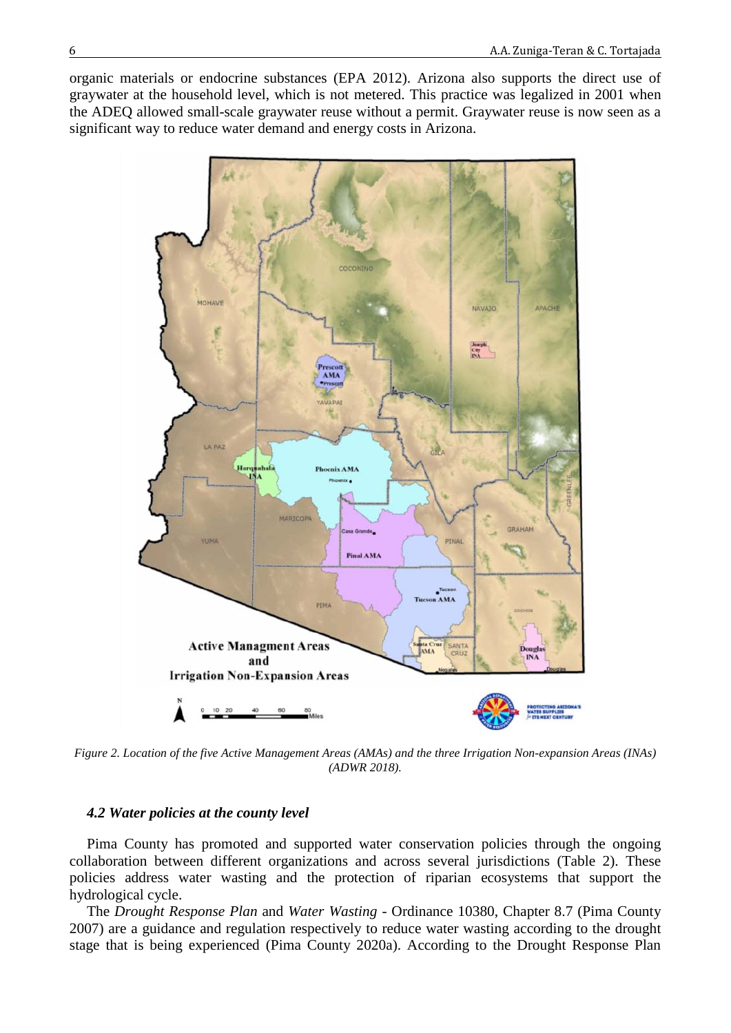organic materials or endocrine substances (EPA 2012). Arizona also supports the direct use of graywater at the household level, which is not metered. This practice was legalized in 2001 when the ADEQ allowed small-scale graywater reuse without a permit. Graywater reuse is now seen as a significant way to reduce water demand and energy costs in Arizona.

*Figure 2. Location of the five Active Management Areas (AMAs) and the three Irrigation Non-expansion Areas (INAs) (ADWR 2018).*

### *4.2 Water policies at the county level*

Pima County has promoted and supported water conservation policies through the ongoing collaboration between different organizations and across several jurisdictions (Table 2). These policies address water wasting and the protection of riparian ecosystems that support the hydrological cycle.

The *Drought Response Plan* and *Water Wasting* - Ordinance 10380, Chapter 8.7 (Pima County 2007) are a guidance and regulation respectively to reduce water wasting according to the drought stage that is being experienced (Pima County 2020a). According to the Drought Response Plan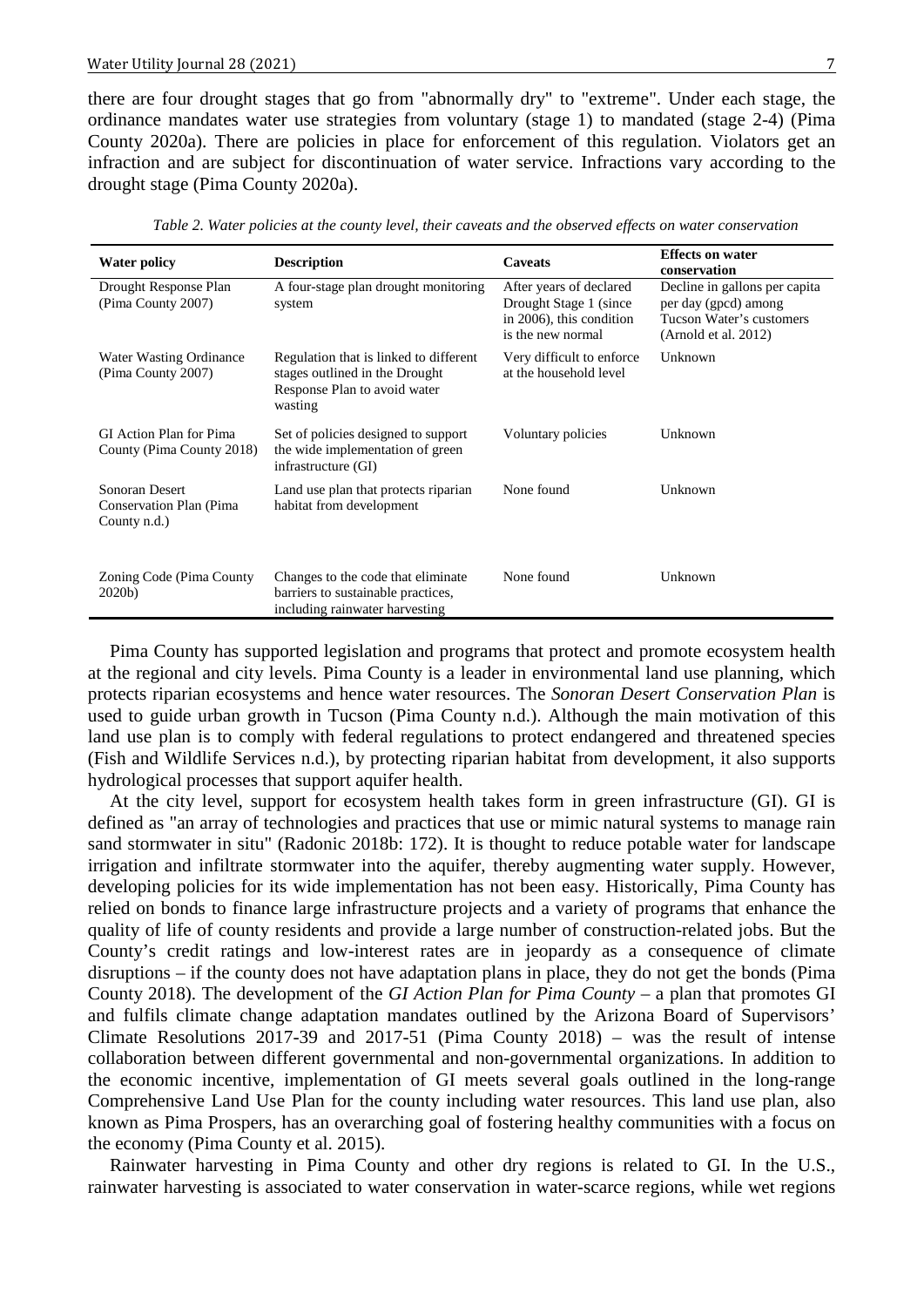there are four drought stages that go from "abnormally dry" to "extreme". Under each stage, the ordinance mandates water use strategies from voluntary (stage 1) to mandated (stage 2-4) (Pima County 2020a). There are policies in place for enforcement of this regulation. Violators get an infraction and are subject for discontinuation of water service. Infractions vary according to the drought stage (Pima County 2020a).

*Table 2. Water policies at the county level, their caveats and the observed effects on water conservation*

| Water policy | Description | Caveats | Effects on water conservation |
|---|---|---|---|
| Drought Response Plan (Pima County 2007) | A four-stage plan drought monitoring system | After years of declared Drought Stage 1 (since in 2006), this condition is the new normal | Decline in gallons per capita per day (gpcd) among Tucson Water's customers (Arnold et al. 2012) |
| Water Wasting Ordinance (Pima County 2007) | Regulation that is linked to different stages outlined in the Drought Response Plan to avoid water wasting | Very difficult to enforce at the household level | Unknown |
| GI Action Plan for Pima County (Pima County 2018) | Set of policies designed to support the wide implementation of green infrastructure (GI) | Voluntary policies | Unknown |
| Sonoran Desert Conservation Plan (Pima County n.d.) | Land use plan that protects riparian habitat from development | None found | Unknown |
| Zoning Code (Pima County 2020b) | Changes to the code that eliminate barriers to sustainable practices, including rainwater harvesting | None found | Unknown |

Pima County has supported legislation and programs that protect and promote ecosystem health at the regional and city levels. Pima County is a leader in environmental land use planning, which protects riparian ecosystems and hence water resources. The *Sonoran Desert Conservation Plan* is used to guide urban growth in Tucson (Pima County n.d.). Although the main motivation of this land use plan is to comply with federal regulations to protect endangered and threatened species (Fish and Wildlife Services n.d.), by protecting riparian habitat from development, it also supports hydrological processes that support aquifer health.

At the city level, support for ecosystem health takes form in green infrastructure (GI). GI is defined as "an array of technologies and practices that use or mimic natural systems to manage rain sand stormwater in situ" (Radonic 2018b: 172). It is thought to reduce potable water for landscape irrigation and infiltrate stormwater into the aquifer, thereby augmenting water supply. However, developing policies for its wide implementation has not been easy. Historically, Pima County has relied on bonds to finance large infrastructure projects and a variety of programs that enhance the quality of life of county residents and provide a large number of construction-related jobs. But the County's credit ratings and low-interest rates are in jeopardy as a consequence of climate disruptions – if the county does not have adaptation plans in place, they do not get the bonds (Pima County 2018). The development of the *GI Action Plan for Pima County* – a plan that promotes GI and fulfils climate change adaptation mandates outlined by the Arizona Board of Supervisors' Climate Resolutions 2017-39 and 2017-51 (Pima County 2018) – was the result of intense collaboration between different governmental and non-governmental organizations. In addition to the economic incentive, implementation of GI meets several goals outlined in the long-range Comprehensive Land Use Plan for the county including water resources. This land use plan, also known as Pima Prospers, has an overarching goal of fostering healthy communities with a focus on the economy (Pima County et al. 2015).

Rainwater harvesting in Pima County and other dry regions is related to GI. In the U.S., rainwater harvesting is associated to water conservation in water-scarce regions, while wet regions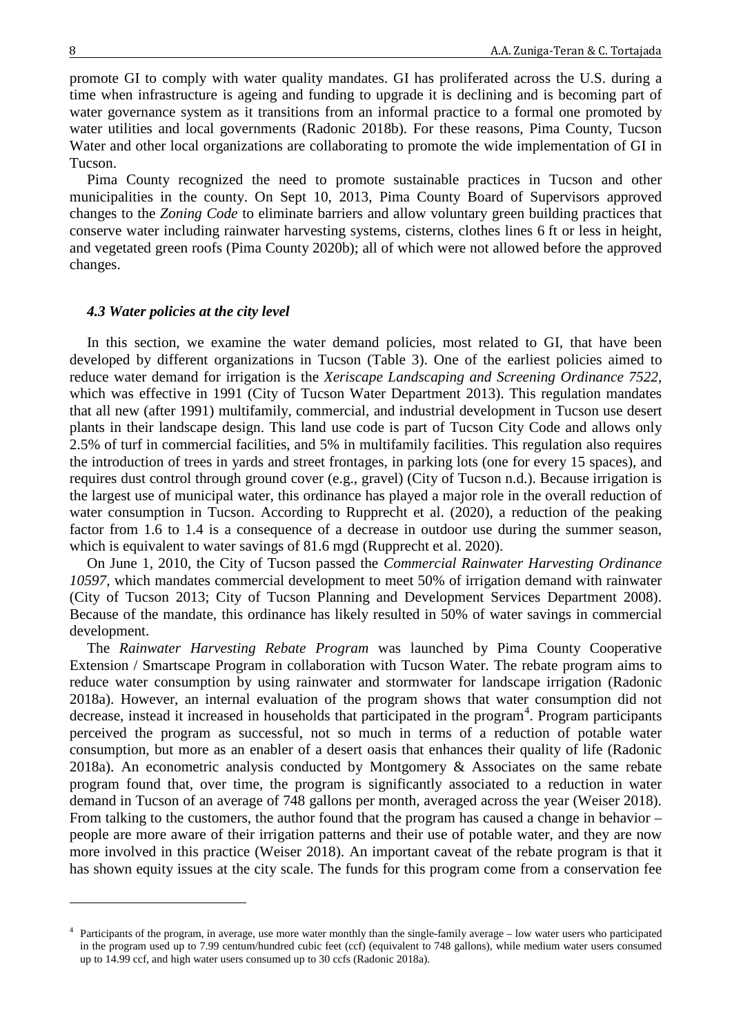promote GI to comply with water quality mandates. GI has proliferated across the U.S. during a time when infrastructure is ageing and funding to upgrade it is declining and is becoming part of water governance system as it transitions from an informal practice to a formal one promoted by water utilities and local governments (Radonic 2018b). For these reasons, Pima County, Tucson Water and other local organizations are collaborating to promote the wide implementation of GI in Tucson.

Pima County recognized the need to promote sustainable practices in Tucson and other municipalities in the county. On Sept 10, 2013, Pima County Board of Supervisors approved changes to the *Zoning Code* to eliminate barriers and allow voluntary green building practices that conserve water including rainwater harvesting systems, cisterns, clothes lines 6 ft or less in height, and vegetated green roofs (Pima County 2020b); all of which were not allowed before the approved changes.

### *4.3 Water policies at the city level*

In this section, we examine the water demand policies, most related to GI, that have been developed by different organizations in Tucson (Table 3). One of the earliest policies aimed to reduce water demand for irrigation is the *Xeriscape Landscaping and Screening Ordinance 7522*, which was effective in 1991 (City of Tucson Water Department 2013). This regulation mandates that all new (after 1991) multifamily, commercial, and industrial development in Tucson use desert plants in their landscape design. This land use code is part of Tucson City Code and allows only 2.5% of turf in commercial facilities, and 5% in multifamily facilities. This regulation also requires the introduction of trees in yards and street frontages, in parking lots (one for every 15 spaces), and requires dust control through ground cover (e.g., gravel) (City of Tucson n.d.). Because irrigation is the largest use of municipal water, this ordinance has played a major role in the overall reduction of water consumption in Tucson. According to Rupprecht et al. (2020), a reduction of the peaking factor from 1.6 to 1.4 is a consequence of a decrease in outdoor use during the summer season, which is equivalent to water savings of 81.6 mgd (Rupprecht et al. 2020).

On June 1, 2010, the City of Tucson passed the *Commercial Rainwater Harvesting Ordinance 10597*, which mandates commercial development to meet 50% of irrigation demand with rainwater (City of Tucson 2013; City of Tucson Planning and Development Services Department 2008). Because of the mandate, this ordinance has likely resulted in 50% of water savings in commercial development.

The *Rainwater Harvesting Rebate Program* was launched by Pima County Cooperative Extension / Smartscape Program in collaboration with Tucson Water. The rebate program aims to reduce water consumption by using rainwater and stormwater for landscape irrigation (Radonic 2018a). However, an internal evaluation of the program shows that water consumption did not decrease, instead it increased in households that participated in the program[4]. Program participants perceived the program as successful, not so much in terms of a reduction of potable water consumption, but more as an enabler of a desert oasis that enhances their quality of life (Radonic 2018a). An econometric analysis conducted by Montgomery & Associates on the same rebate program found that, over time, the program is significantly associated to a reduction in water demand in Tucson of an average of 748 gallons per month, averaged across the year (Weiser 2018). From talking to the customers, the author found that the program has caused a change in behavior – people are more aware of their irrigation patterns and their use of potable water, and they are now more involved in this practice (Weiser 2018). An important caveat of the rebate program is that it has shown equity issues at the city scale. The funds for this program come from a conservation fee

[4] Participants of the program, in average, use more water monthly than the single-family average – low water users who participated in the program used up to 7.99 centum/hundred cubic feet (ccf) (equivalent to 748 gallons), while medium water users consumed up to 14.99 ccf, and high water users consumed up to 30 ccfs (Radonic 2018a).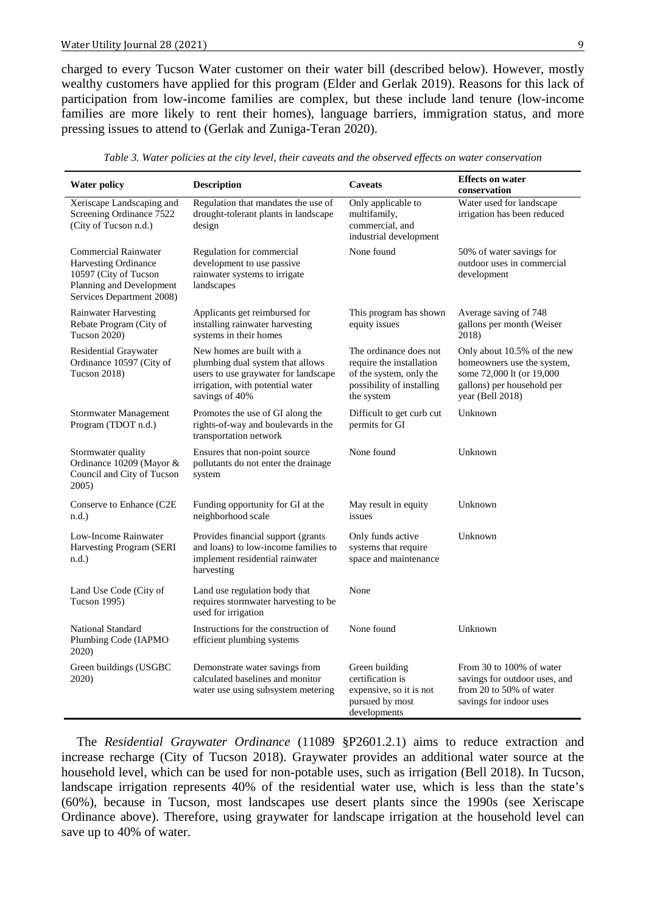charged to every Tucson Water customer on their water bill (described below). However, mostly wealthy customers have applied for this program (Elder and Gerlak 2019). Reasons for this lack of participation from low-income families are complex, but these include land tenure (low-income families are more likely to rent their homes), language barriers, immigration status, and more pressing issues to attend to (Gerlak and Zuniga-Teran 2020).

*Table 3. Water policies at the city level, their caveats and the observed effects on water conservation*

| Water policy | Description | Caveats | Effects on water conservation |
|---|---|---|---|
| Xeriscape Landscaping and Screening Ordinance 7522 (City of Tucson n.d.) | Regulation that mandates the use of drought-tolerant plants in landscape design | Only applicable to multifamily, commercial, and industrial development | Water used for landscape irrigation has been reduced |
| Commercial Rainwater Harvesting Ordinance 10597 (City of Tucson Planning and Development Services Department 2008) | Regulation for commercial development to use passive rainwater systems to irrigate landscapes | None found | 50% of water savings for outdoor uses in commercial development |
| Rainwater Harvesting Rebate Program (City of Tucson 2020) | Applicants get reimbursed for installing rainwater harvesting systems in their homes | This program has shown equity issues | Average saving of 748 gallons per month (Weiser 2018) |
| Residential Graywater Ordinance 10597 (City of Tucson 2018) | New homes are built with a plumbing dual system that allows users to use graywater for landscape irrigation, with potential water savings of 40% | The ordinance does not require the installation of the system, only the possibility of installing the system | Only about 10.5% of the new homeowners use the system, some 72,000 lt (or 19,000 gallons) per household per year (Bell 2018) |
| Stormwater Management Program (TDOT n.d.) | Promotes the use of GI along the rights-of-way and boulevards in the transportation network | Difficult to get curb cut permits for GI | Unknown |
| Stormwater quality Ordinance 10209 (Mayor & Council and City of Tucson 2005) | Ensures that non-point source pollutants do not enter the drainage system | None found | Unknown |
| Conserve to Enhance (C2E n.d.) | Funding opportunity for GI at the neighborhood scale | May result in equity issues | Unknown |
| Low-Income Rainwater Harvesting Program (SERI n.d.) | Provides financial support (grants and loans) to low-income families to implement residential rainwater harvesting | Only funds active systems that require space and maintenance | Unknown |
| Land Use Code (City of Tucson 1995) | Land use regulation body that requires stormwater harvesting to be used for irrigation | None | |
| National Standard Plumbing Code (IAPMO 2020) | Instructions for the construction of efficient plumbing systems | None found | Unknown |
| Green buildings (USGBC 2020) | Demonstrate water savings from calculated baselines and monitor water use using subsystem metering | Green building certification is expensive, so it is not pursued by most developments | From 30 to 100% of water savings for outdoor uses, and from 20 to 50% of water savings for indoor uses |

The *Residential Graywater Ordinance* (11089 §P2601.2.1) aims to reduce extraction and increase recharge (City of Tucson 2018). Graywater provides an additional water source at the household level, which can be used for non-potable uses, such as irrigation (Bell 2018). In Tucson, landscape irrigation represents 40% of the residential water use, which is less than the state's (60%), because in Tucson, most landscapes use desert plants since the 1990s (see Xeriscape Ordinance above). Therefore, using graywater for landscape irrigation at the household level can save up to 40% of water.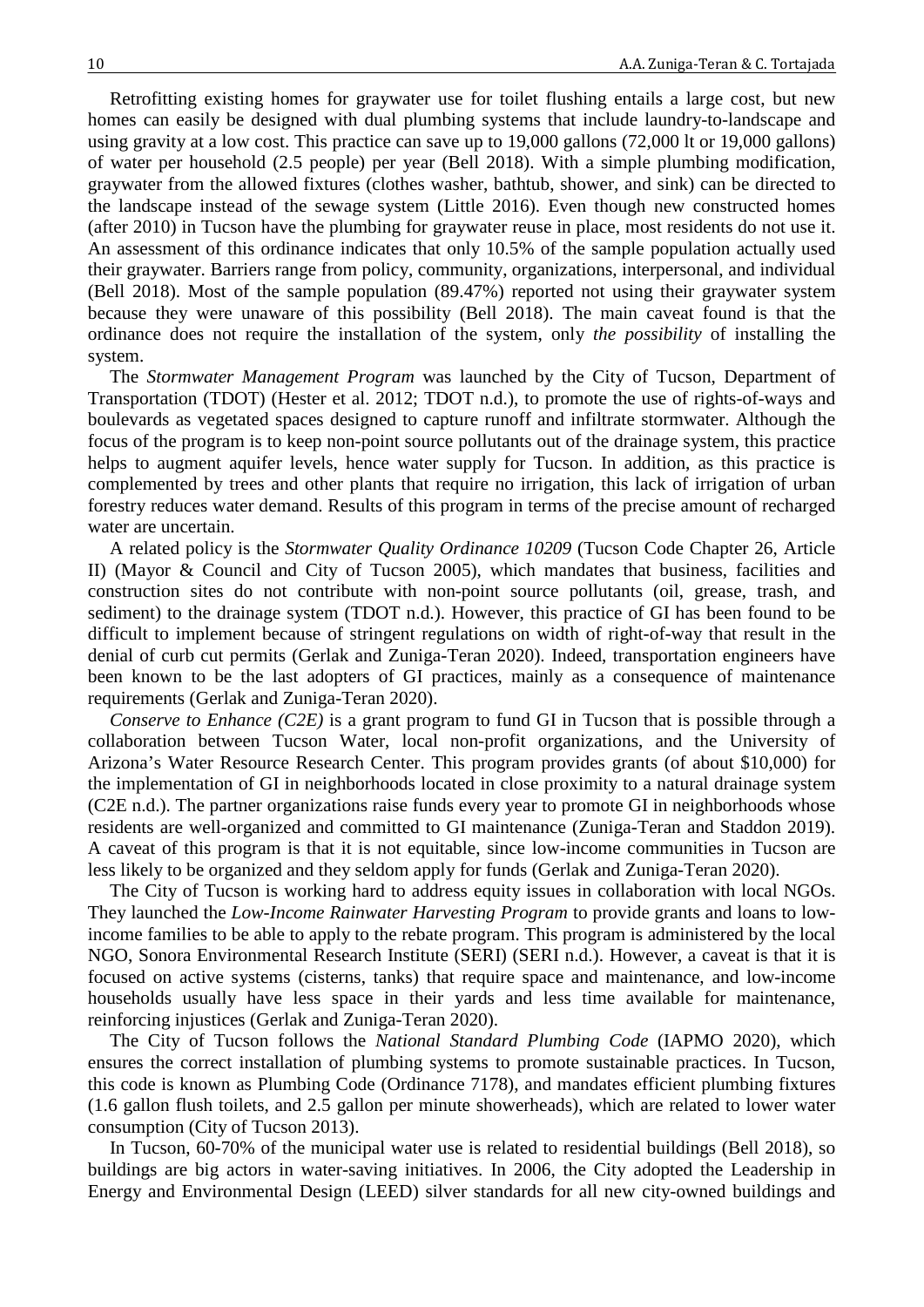Retrofitting existing homes for graywater use for toilet flushing entails a large cost, but new homes can easily be designed with dual plumbing systems that include laundry-to-landscape and using gravity at a low cost. This practice can save up to 19,000 gallons (72,000 lt or 19,000 gallons) of water per household (2.5 people) per year (Bell 2018). With a simple plumbing modification, graywater from the allowed fixtures (clothes washer, bathtub, shower, and sink) can be directed to the landscape instead of the sewage system (Little 2016). Even though new constructed homes (after 2010) in Tucson have the plumbing for graywater reuse in place, most residents do not use it. An assessment of this ordinance indicates that only 10.5% of the sample population actually used their graywater. Barriers range from policy, community, organizations, interpersonal, and individual (Bell 2018). Most of the sample population (89.47%) reported not using their graywater system because they were unaware of this possibility (Bell 2018). The main caveat found is that the ordinance does not require the installation of the system, only *the possibility* of installing the system.

The *Stormwater Management Program* was launched by the City of Tucson, Department of Transportation (TDOT) (Hester et al. 2012; TDOT n.d.), to promote the use of rights-of-ways and boulevards as vegetated spaces designed to capture runoff and infiltrate stormwater. Although the focus of the program is to keep non-point source pollutants out of the drainage system, this practice helps to augment aquifer levels, hence water supply for Tucson. In addition, as this practice is complemented by trees and other plants that require no irrigation, this lack of irrigation of urban forestry reduces water demand. Results of this program in terms of the precise amount of recharged water are uncertain.

A related policy is the *Stormwater Quality Ordinance 10209* (Tucson Code Chapter 26, Article II) (Mayor & Council and City of Tucson 2005), which mandates that business, facilities and construction sites do not contribute with non-point source pollutants (oil, grease, trash, and sediment) to the drainage system (TDOT n.d.). However, this practice of GI has been found to be difficult to implement because of stringent regulations on width of right-of-way that result in the denial of curb cut permits (Gerlak and Zuniga-Teran 2020). Indeed, transportation engineers have been known to be the last adopters of GI practices, mainly as a consequence of maintenance requirements (Gerlak and Zuniga-Teran 2020).

*Conserve to Enhance (C2E)* is a grant program to fund GI in Tucson that is possible through a collaboration between Tucson Water, local non-profit organizations, and the University of Arizona's Water Resource Research Center. This program provides grants (of about $10,000) for the implementation of GI in neighborhoods located in close proximity to a natural drainage system (C2E n.d.). The partner organizations raise funds every year to promote GI in neighborhoods whose residents are well-organized and committed to GI maintenance (Zuniga-Teran and Staddon 2019). A caveat of this program is that it is not equitable, since low-income communities in Tucson are less likely to be organized and they seldom apply for funds (Gerlak and Zuniga-Teran 2020).

The City of Tucson is working hard to address equity issues in collaboration with local NGOs. They launched the *Low-Income Rainwater Harvesting Program* to provide grants and loans to low-income families to be able to apply to the rebate program. This program is administered by the local NGO, Sonora Environmental Research Institute (SERI) (SERI n.d.). However, a caveat is that it is focused on active systems (cisterns, tanks) that require space and maintenance, and low-income households usually have less space in their yards and less time available for maintenance, reinforcing injustices (Gerlak and Zuniga-Teran 2020).

The City of Tucson follows the *National Standard Plumbing Code* (IAPMO 2020), which ensures the correct installation of plumbing systems to promote sustainable practices. In Tucson, this code is known as Plumbing Code (Ordinance 7178), and mandates efficient plumbing fixtures (1.6 gallon flush toilets, and 2.5 gallon per minute showerheads), which are related to lower water consumption (City of Tucson 2013).

In Tucson, 60-70% of the municipal water use is related to residential buildings (Bell 2018), so buildings are big actors in water-saving initiatives. In 2006, the City adopted the Leadership in Energy and Environmental Design (LEED) silver standards for all new city-owned buildings and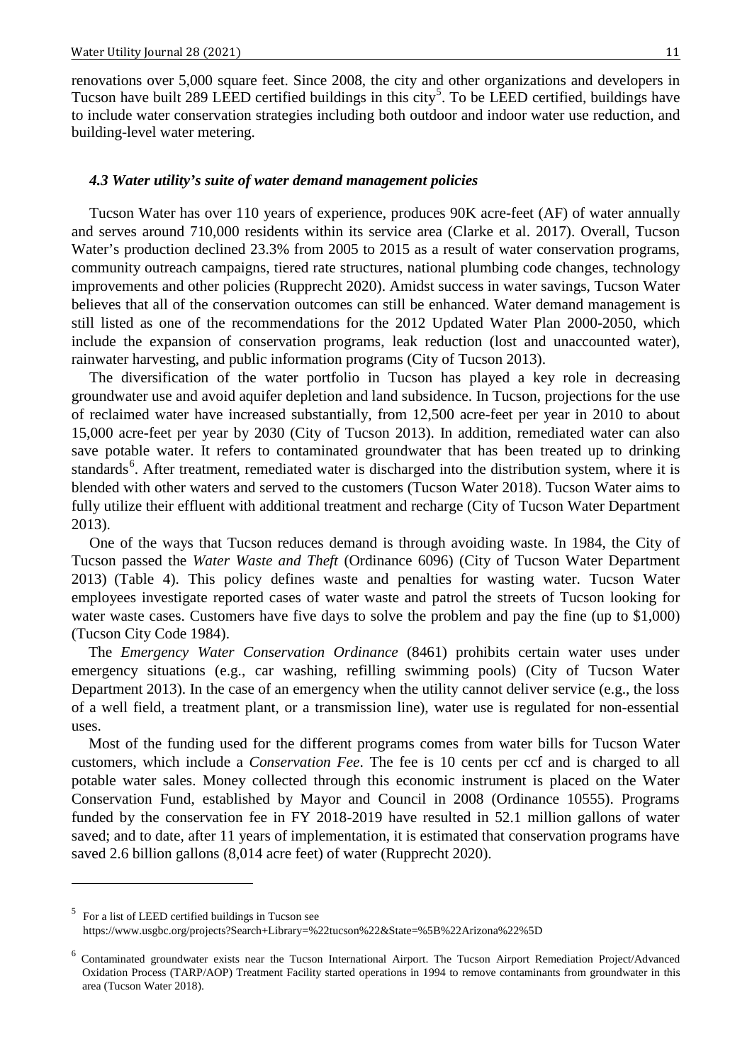renovations over 5,000 square feet. Since 2008, the city and other organizations and developers in Tucson have built 289 LEED certified buildings in this city[5]. To be LEED certified, buildings have to include water conservation strategies including both outdoor and indoor water use reduction, and building-level water metering.

### *4.3 Water utility's suite of water demand management policies*

Tucson Water has over 110 years of experience, produces 90K acre-feet (AF) of water annually and serves around 710,000 residents within its service area (Clarke et al. 2017). Overall, Tucson Water's production declined 23.3% from 2005 to 2015 as a result of water conservation programs, community outreach campaigns, tiered rate structures, national plumbing code changes, technology improvements and other policies (Rupprecht 2020). Amidst success in water savings, Tucson Water believes that all of the conservation outcomes can still be enhanced. Water demand management is still listed as one of the recommendations for the 2012 Updated Water Plan 2000-2050, which include the expansion of conservation programs, leak reduction (lost and unaccounted water), rainwater harvesting, and public information programs (City of Tucson 2013).

The diversification of the water portfolio in Tucson has played a key role in decreasing groundwater use and avoid aquifer depletion and land subsidence. In Tucson, projections for the use of reclaimed water have increased substantially, from 12,500 acre-feet per year in 2010 to about 15,000 acre-feet per year by 2030 (City of Tucson 2013). In addition, remediated water can also save potable water. It refers to contaminated groundwater that has been treated up to drinking standards[6]. After treatment, remediated water is discharged into the distribution system, where it is blended with other waters and served to the customers (Tucson Water 2018). Tucson Water aims to fully utilize their effluent with additional treatment and recharge (City of Tucson Water Department 2013).

One of the ways that Tucson reduces demand is through avoiding waste. In 1984, the City of Tucson passed the *Water Waste and Theft* (Ordinance 6096) (City of Tucson Water Department 2013) (Table 4). This policy defines waste and penalties for wasting water. Tucson Water employees investigate reported cases of water waste and patrol the streets of Tucson looking for water waste cases. Customers have five days to solve the problem and pay the fine (up to $1,000) (Tucson City Code 1984).

The *Emergency Water Conservation Ordinance* (8461) prohibits certain water uses under emergency situations (e.g., car washing, refilling swimming pools) (City of Tucson Water Department 2013). In the case of an emergency when the utility cannot deliver service (e.g., the loss of a well field, a treatment plant, or a transmission line), water use is regulated for non-essential uses.

Most of the funding used for the different programs comes from water bills for Tucson Water customers, which include a *Conservation Fee*. The fee is 10 cents per ccf and is charged to all potable water sales. Money collected through this economic instrument is placed on the Water Conservation Fund, established by Mayor and Council in 2008 (Ordinance 10555). Programs funded by the conservation fee in FY 2018-2019 have resulted in 52.1 million gallons of water saved; and to date, after 11 years of implementation, it is estimated that conservation programs have saved 2.6 billion gallons (8,014 acre feet) of water (Rupprecht 2020).

---

[5] For a list of LEED certified buildings in Tucson see https://www.usgbc.org/projects?Search+Library=%22tucson%22&State=%5B%22Arizona%22%5D

[6] Contaminated groundwater exists near the Tucson International Airport. The Tucson Airport Remediation Project/Advanced Oxidation Process (TARP/AOP) Treatment Facility started operations in 1994 to remove contaminants from groundwater in this area (Tucson Water 2018).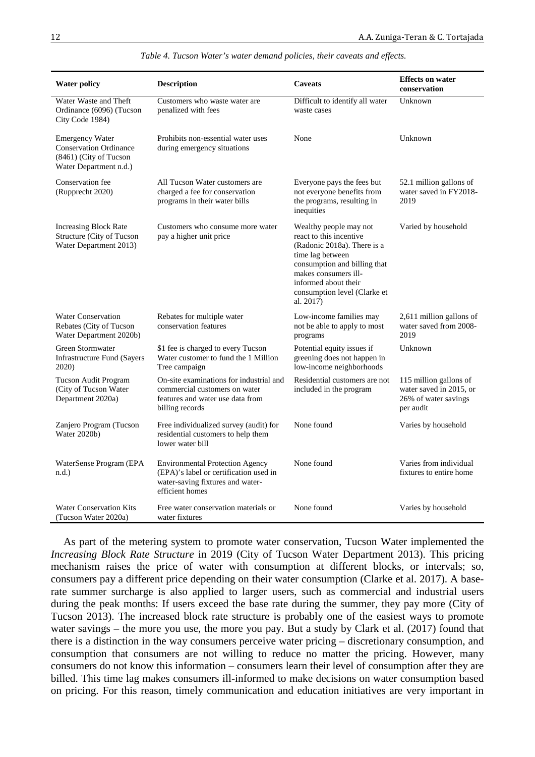*Table 4. Tucson Water's water demand policies, their caveats and effects.*

| Water policy | Description | Caveats | Effects on water conservation |
|---|---|---|---|
| Water Waste and Theft Ordinance (6096) (Tucson City Code 1984) | Customers who waste water are penalized with fees | Difficult to identify all water waste cases | Unknown |
| Emergency Water Conservation Ordinance (8461) (City of Tucson Water Department n.d.) | Prohibits non-essential water uses during emergency situations | None | Unknown |
| Conservation fee (Rupprecht 2020) | All Tucson Water customers are charged a fee for conservation programs in their water bills | Everyone pays the fees but not everyone benefits from the programs, resulting in inequities | 52.1 million gallons of water saved in FY2018-2019 |
| Increasing Block Rate Structure (City of Tucson Water Department 2013) | Customers who consume more water pay a higher unit price | Wealthy people may not react to this incentive (Radonic 2018a). There is a time lag between consumption and billing that makes consumers ill-informed about their consumption level (Clarke et al. 2017) | Varied by household |
| Water Conservation Rebates (City of Tucson Water Department 2020b) | Rebates for multiple water conservation features | Low-income families may not be able to apply to most programs | 2,611 million gallons of water saved from 2008-2019 |
| Green Stormwater Infrastructure Fund (Sayers 2020) | \$1 fee is charged to every Tucson Water customer to fund the 1 Million Tree campaign | Potential equity issues if greening does not happen in low-income neighborhoods | Unknown |
| Tucson Audit Program (City of Tucson Water Department 2020a) | On-site examinations for industrial and commercial customers on water features and water use data from billing records | Residential customers are not included in the program | 115 million gallons of water saved in 2015, or 26% of water savings per audit |
| Zanjero Program (Tucson Water 2020b) | Free individualized survey (audit) for residential customers to help them lower water bill | None found | Varies by household |
| WaterSense Program (EPA n.d.) | Environmental Protection Agency (EPA)'s label or certification used in water-saving fixtures and water-efficient homes | None found | Varies from individual fixtures to entire home |
| Water Conservation Kits (Tucson Water 2020a) | Free water conservation materials or water fixtures | None found | Varies by household |

As part of the metering system to promote water conservation, Tucson Water implemented the *Increasing Block Rate Structure* in 2019 (City of Tucson Water Department 2013). This pricing mechanism raises the price of water with consumption at different blocks, or intervals; so, consumers pay a different price depending on their water consumption (Clarke et al. 2017). A base-rate summer surcharge is also applied to larger users, such as commercial and industrial users during the peak months: If users exceed the base rate during the summer, they pay more (City of Tucson 2013). The increased block rate structure is probably one of the easiest ways to promote water savings – the more you use, the more you pay. But a study by Clark et al. (2017) found that there is a distinction in the way consumers perceive water pricing – discretionary consumption, and consumption that consumers are not willing to reduce no matter the pricing. However, many consumers do not know this information – consumers learn their level of consumption after they are billed. This time lag makes consumers ill-informed to make decisions on water consumption based on pricing. For this reason, timely communication and education initiatives are very important in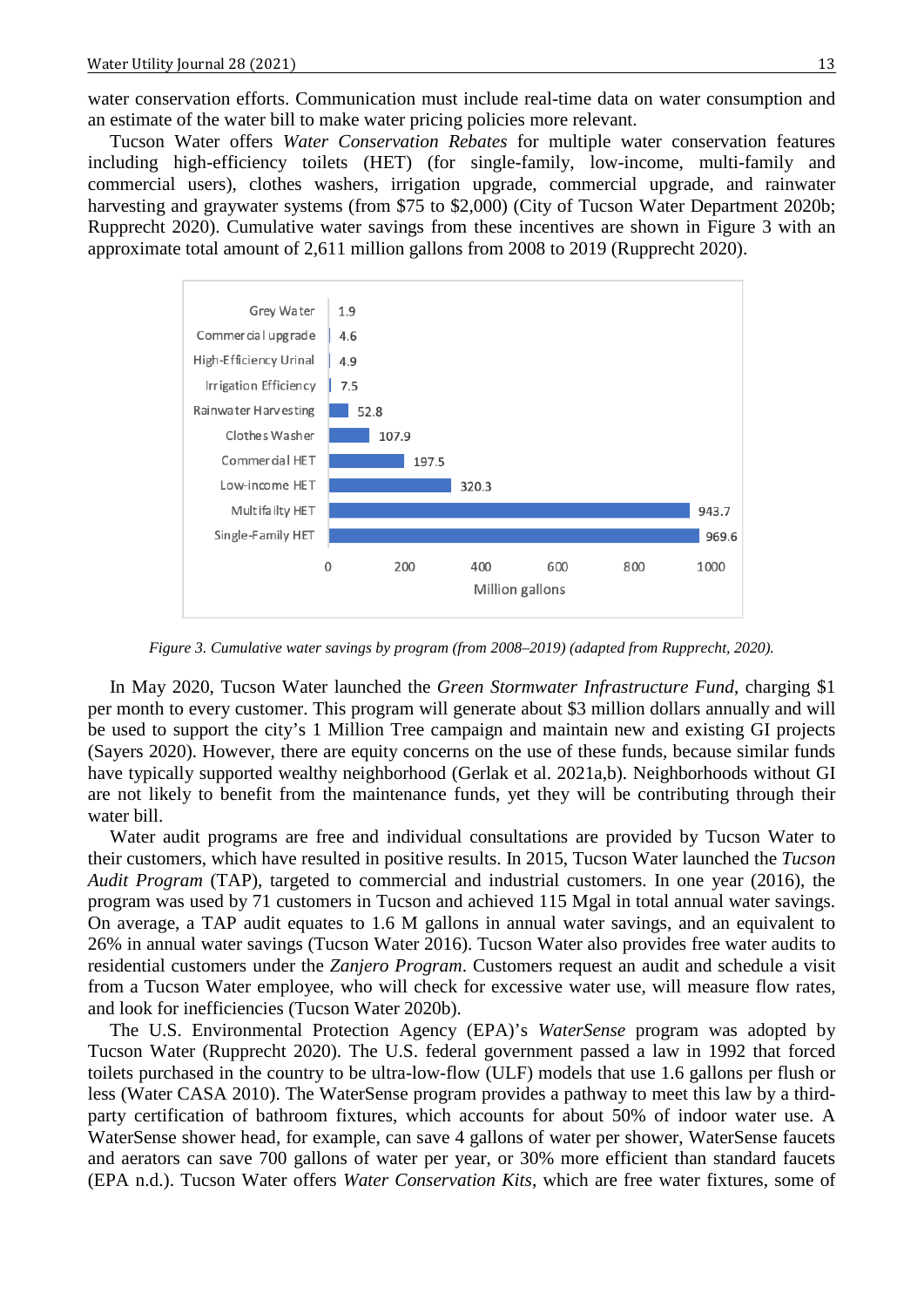water conservation efforts. Communication must include real-time data on water consumption and an estimate of the water bill to make water pricing policies more relevant.

Tucson Water offers *Water Conservation Rebates* for multiple water conservation features including high-efficiency toilets (HET) (for single-family, low-income, multi-family and commercial users), clothes washers, irrigation upgrade, commercial upgrade, and rainwater harvesting and graywater systems (from $75 to $2,000) (City of Tucson Water Department 2020b; Rupprecht 2020). Cumulative water savings from these incentives are shown in Figure 3 with an approximate total amount of 2,611 million gallons from 2008 to 2019 (Rupprecht 2020).

| Program | Million gallons |
|---|---|
| Grey Water | 1.9 |
| Commercial upgrade | 4.6 |
| High-Efficiency Urinal | 4.9 |
| Irrigation Efficiency | 7.5 |
| Rainwater Harvesting | 52.8 |
| Clothes Washer | 107.9 |
| Commercial HET | 197.5 |
| Low-income HET | 320.3 |
| Multifailty HET | 943.7 |
| Single-Family HET | 969.6 |

*Figure 3. Cumulative water savings by program (from 2008–2019) (adapted from Rupprecht, 2020).*

In May 2020, Tucson Water launched the *Green Stormwater Infrastructure Fund*, charging $1 per month to every customer. This program will generate about $3 million dollars annually and will be used to support the city's 1 Million Tree campaign and maintain new and existing GI projects (Sayers 2020). However, there are equity concerns on the use of these funds, because similar funds have typically supported wealthy neighborhood (Gerlak et al. 2021a,b). Neighborhoods without GI are not likely to benefit from the maintenance funds, yet they will be contributing through their water bill.

Water audit programs are free and individual consultations are provided by Tucson Water to their customers, which have resulted in positive results. In 2015, Tucson Water launched the *Tucson Audit Program* (TAP), targeted to commercial and industrial customers. In one year (2016), the program was used by 71 customers in Tucson and achieved 115 Mgal in total annual water savings. On average, a TAP audit equates to 1.6 M gallons in annual water savings, and an equivalent to 26% in annual water savings (Tucson Water 2016). Tucson Water also provides free water audits to residential customers under the *Zanjero Program*. Customers request an audit and schedule a visit from a Tucson Water employee, who will check for excessive water use, will measure flow rates, and look for inefficiencies (Tucson Water 2020b).

The U.S. Environmental Protection Agency (EPA)'s *WaterSense* program was adopted by Tucson Water (Rupprecht 2020). The U.S. federal government passed a law in 1992 that forced toilets purchased in the country to be ultra-low-flow (ULF) models that use 1.6 gallons per flush or less (Water CASA 2010). The WaterSense program provides a pathway to meet this law by a third-party certification of bathroom fixtures, which accounts for about 50% of indoor water use. A WaterSense shower head, for example, can save 4 gallons of water per shower, WaterSense faucets and aerators can save 700 gallons of water per year, or 30% more efficient than standard faucets (EPA n.d.). Tucson Water offers *Water Conservation Kits*, which are free water fixtures, some of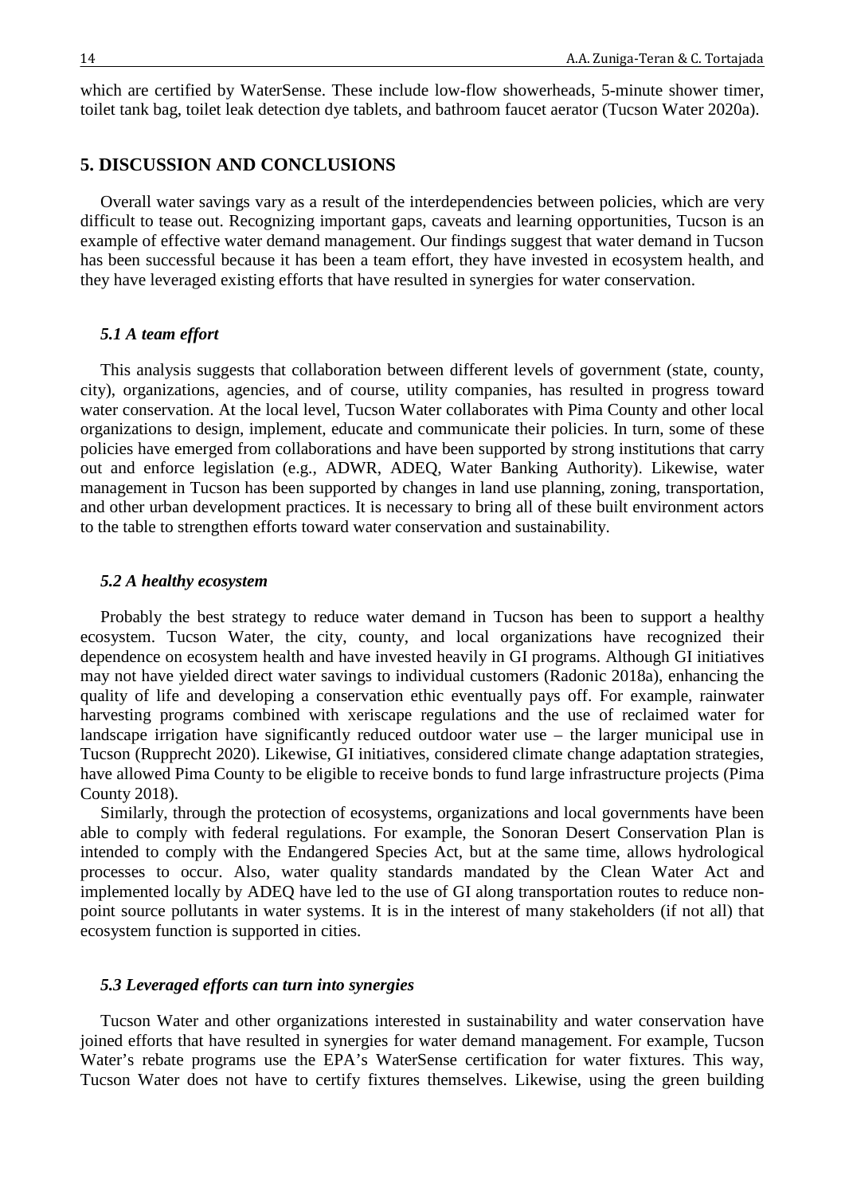which are certified by WaterSense. These include low-flow showerheads, 5-minute shower timer, toilet tank bag, toilet leak detection dye tablets, and bathroom faucet aerator (Tucson Water 2020a).

## 5. DISCUSSION AND CONCLUSIONS

Overall water savings vary as a result of the interdependencies between policies, which are very difficult to tease out. Recognizing important gaps, caveats and learning opportunities, Tucson is an example of effective water demand management. Our findings suggest that water demand in Tucson has been successful because it has been a team effort, they have invested in ecosystem health, and they have leveraged existing efforts that have resulted in synergies for water conservation.

### *5.1 A team effort*

This analysis suggests that collaboration between different levels of government (state, county, city), organizations, agencies, and of course, utility companies, has resulted in progress toward water conservation. At the local level, Tucson Water collaborates with Pima County and other local organizations to design, implement, educate and communicate their policies. In turn, some of these policies have emerged from collaborations and have been supported by strong institutions that carry out and enforce legislation (e.g., ADWR, ADEQ, Water Banking Authority). Likewise, water management in Tucson has been supported by changes in land use planning, zoning, transportation, and other urban development practices. It is necessary to bring all of these built environment actors to the table to strengthen efforts toward water conservation and sustainability.

### *5.2 A healthy ecosystem*

Probably the best strategy to reduce water demand in Tucson has been to support a healthy ecosystem. Tucson Water, the city, county, and local organizations have recognized their dependence on ecosystem health and have invested heavily in GI programs. Although GI initiatives may not have yielded direct water savings to individual customers (Radonic 2018a), enhancing the quality of life and developing a conservation ethic eventually pays off. For example, rainwater harvesting programs combined with xeriscape regulations and the use of reclaimed water for landscape irrigation have significantly reduced outdoor water use – the larger municipal use in Tucson (Rupprecht 2020). Likewise, GI initiatives, considered climate change adaptation strategies, have allowed Pima County to be eligible to receive bonds to fund large infrastructure projects (Pima County 2018).

Similarly, through the protection of ecosystems, organizations and local governments have been able to comply with federal regulations. For example, the Sonoran Desert Conservation Plan is intended to comply with the Endangered Species Act, but at the same time, allows hydrological processes to occur. Also, water quality standards mandated by the Clean Water Act and implemented locally by ADEQ have led to the use of GI along transportation routes to reduce non-point source pollutants in water systems. It is in the interest of many stakeholders (if not all) that ecosystem function is supported in cities.

### *5.3 Leveraged efforts can turn into synergies*

Tucson Water and other organizations interested in sustainability and water conservation have joined efforts that have resulted in synergies for water demand management. For example, Tucson Water's rebate programs use the EPA's WaterSense certification for water fixtures. This way, Tucson Water does not have to certify fixtures themselves. Likewise, using the green building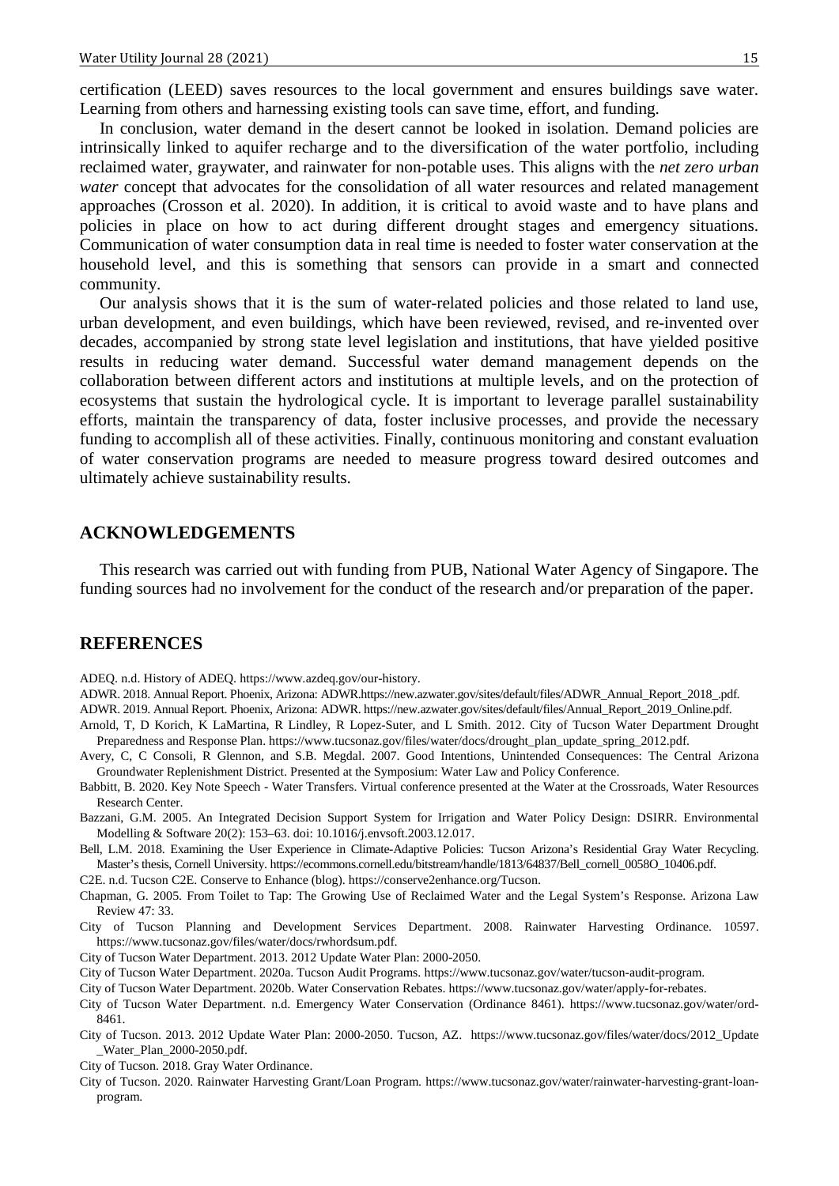certification (LEED) saves resources to the local government and ensures buildings save water. Learning from others and harnessing existing tools can save time, effort, and funding.

In conclusion, water demand in the desert cannot be looked in isolation. Demand policies are intrinsically linked to aquifer recharge and to the diversification of the water portfolio, including reclaimed water, graywater, and rainwater for non-potable uses. This aligns with the *net zero urban water* concept that advocates for the consolidation of all water resources and related management approaches (Crosson et al. 2020). In addition, it is critical to avoid waste and to have plans and policies in place on how to act during different drought stages and emergency situations. Communication of water consumption data in real time is needed to foster water conservation at the household level, and this is something that sensors can provide in a smart and connected community.

Our analysis shows that it is the sum of water-related policies and those related to land use, urban development, and even buildings, which have been reviewed, revised, and re-invented over decades, accompanied by strong state level legislation and institutions, that have yielded positive results in reducing water demand. Successful water demand management depends on the collaboration between different actors and institutions at multiple levels, and on the protection of ecosystems that sustain the hydrological cycle. It is important to leverage parallel sustainability efforts, maintain the transparency of data, foster inclusive processes, and provide the necessary funding to accomplish all of these activities. Finally, continuous monitoring and constant evaluation of water conservation programs are needed to measure progress toward desired outcomes and ultimately achieve sustainability results.

## ACKNOWLEDGEMENTS

This research was carried out with funding from PUB, National Water Agency of Singapore. The funding sources had no involvement for the conduct of the research and/or preparation of the paper.

## REFERENCES

ADEQ. n.d. History of ADEQ. https://www.azdeq.gov/our-history.

ADWR. 2018. Annual Report. Phoenix, Arizona: ADWR.https://new.azwater.gov/sites/default/files/ADWR_Annual_Report_2018_.pdf.

ADWR. 2019. Annual Report. Phoenix, Arizona: ADWR. https://new.azwater.gov/sites/default/files/Annual_Report_2019_Online.pdf.

Arnold, T, D Korich, K LaMartina, R Lindley, R Lopez-Suter, and L Smith. 2012. City of Tucson Water Department Drought Preparedness and Response Plan. https://www.tucsonaz.gov/files/water/docs/drought_plan_update_spring_2012.pdf.

Avery, C, C Consoli, R Glennon, and S.B. Megdal. 2007. Good Intentions, Unintended Consequences: The Central Arizona Groundwater Replenishment District. Presented at the Symposium: Water Law and Policy Conference.

Babbitt, B. 2020. Key Note Speech - Water Transfers. Virtual conference presented at the Water at the Crossroads, Water Resources Research Center.

Bazzani, G.M. 2005. An Integrated Decision Support System for Irrigation and Water Policy Design: DSIRR. Environmental Modelling & Software 20(2): 153–63. doi: 10.1016/j.envsoft.2003.12.017.

Bell, L.M. 2018. Examining the User Experience in Climate-Adaptive Policies: Tucson Arizona's Residential Gray Water Recycling. Master's thesis, Cornell University. https://ecommons.cornell.edu/bitstream/handle/1813/64837/Bell_cornell_0058O_10406.pdf.

C2E. n.d. Tucson C2E. Conserve to Enhance (blog). https://conserve2enhance.org/Tucson.

Chapman, G. 2005. From Toilet to Tap: The Growing Use of Reclaimed Water and the Legal System's Response. Arizona Law Review 47: 33.

City of Tucson Planning and Development Services Department. 2008. Rainwater Harvesting Ordinance. 10597. https://www.tucsonaz.gov/files/water/docs/rwhordsum.pdf.

City of Tucson Water Department. 2013. 2012 Update Water Plan: 2000-2050.

City of Tucson Water Department. 2020a. Tucson Audit Programs. https://www.tucsonaz.gov/water/tucson-audit-program.

City of Tucson Water Department. 2020b. Water Conservation Rebates. https://www.tucsonaz.gov/water/apply-for-rebates.

City of Tucson Water Department. n.d. Emergency Water Conservation (Ordinance 8461). https://www.tucsonaz.gov/water/ord-8461.

City of Tucson. 2013. 2012 Update Water Plan: 2000-2050. Tucson, AZ. https://www.tucsonaz.gov/files/water/docs/2012_Update_Water_Plan_2000-2050.pdf.

City of Tucson. 2018. Gray Water Ordinance.

City of Tucson. 2020. Rainwater Harvesting Grant/Loan Program. https://www.tucsonaz.gov/water/rainwater-harvesting-grant-loan-program.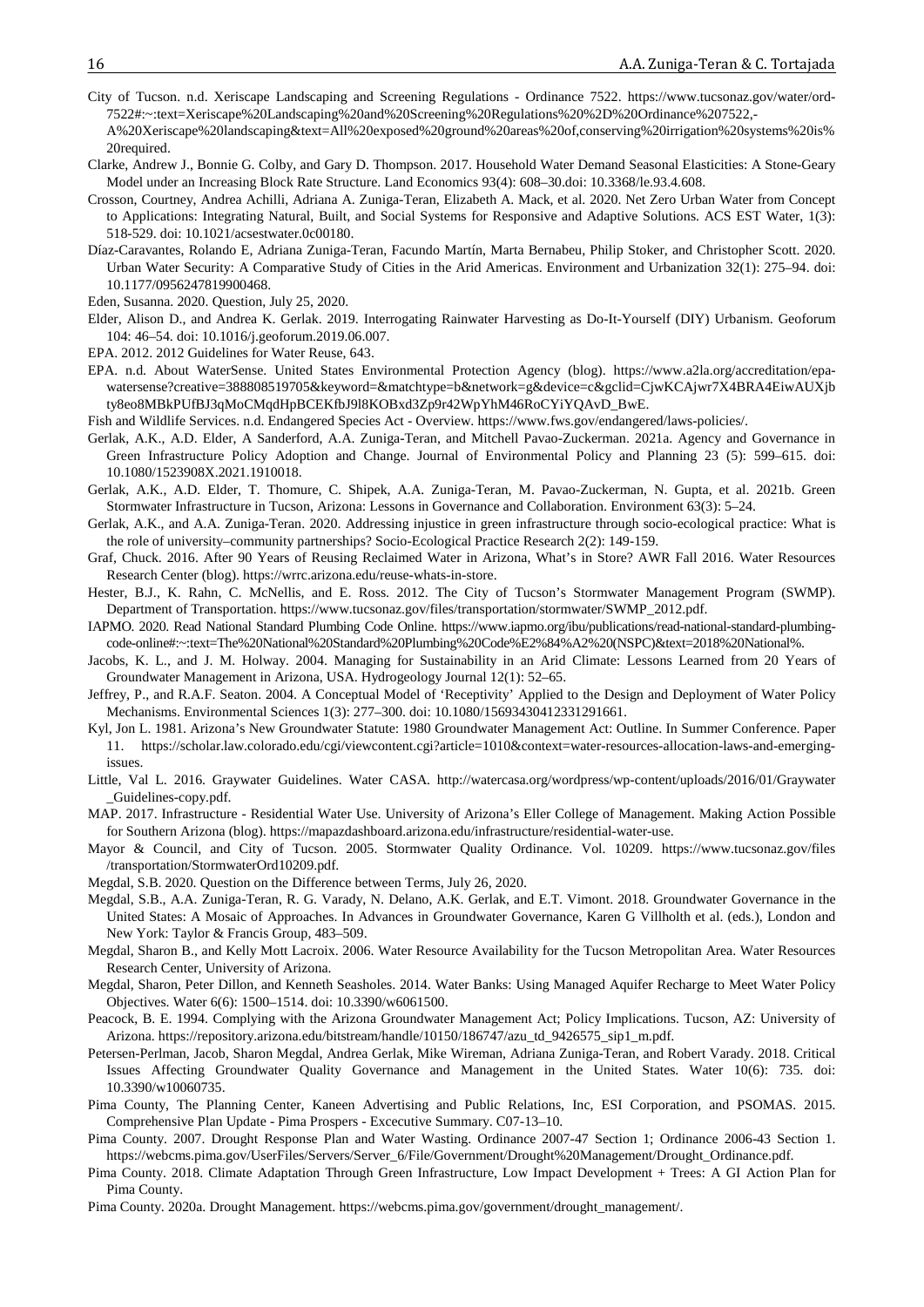City of Tucson. n.d. Xeriscape Landscaping and Screening Regulations - Ordinance 7522. https://www.tucsonaz.gov/water/ord-7522#:~:text=Xeriscape%20Landscaping%20and%20Screening%20Regulations%20%2D%20Ordinance%207522,-A%20Xeriscape%20landscaping&text=All%20exposed%20ground%20areas%20of,conserving%20irrigation%20systems%20is%20required.

Clarke, Andrew J., Bonnie G. Colby, and Gary D. Thompson. 2017. Household Water Demand Seasonal Elasticities: A Stone-Geary Model under an Increasing Block Rate Structure. Land Economics 93(4): 608–30.doi: 10.3368/le.93.4.608.

Crosson, Courtney, Andrea Achilli, Adriana A. Zuniga-Teran, Elizabeth A. Mack, et al. 2020. Net Zero Urban Water from Concept to Applications: Integrating Natural, Built, and Social Systems for Responsive and Adaptive Solutions. ACS EST Water, 1(3): 518-529. doi: 10.1021/acsestwater.0c00180.

Díaz-Caravantes, Rolando E, Adriana Zuniga-Teran, Facundo Martín, Marta Bernabeu, Philip Stoker, and Christopher Scott. 2020. Urban Water Security: A Comparative Study of Cities in the Arid Americas. Environment and Urbanization 32(1): 275–94. doi: 10.1177/0956247819900468.

Eden, Susanna. 2020. Question, July 25, 2020.

Elder, Alison D., and Andrea K. Gerlak. 2019. Interrogating Rainwater Harvesting as Do-It-Yourself (DIY) Urbanism. Geoforum 104: 46–54. doi: 10.1016/j.geoforum.2019.06.007.

EPA. 2012. 2012 Guidelines for Water Reuse, 643.

EPA. n.d. About WaterSense. United States Environmental Protection Agency (blog). https://www.a2la.org/accreditation/epa-watersense?creative=388808519705&keyword=&matchtype=b&network=g&device=c&gclid=CjwKCAjwr7X4BRA4EiwAUXjbty8eo8MBkPUfBJ3qMoCMqdHpBCEKfbJ9l8KOBxd3Zp9r42WpYhM46RoCYiYQAvD_BwE.

Fish and Wildlife Services. n.d. Endangered Species Act - Overview. https://www.fws.gov/endangered/laws-policies/.

Gerlak, A.K., A.D. Elder, A Sanderford, A.A. Zuniga-Teran, and Mitchell Pavao-Zuckerman. 2021a. Agency and Governance in Green Infrastructure Policy Adoption and Change. Journal of Environmental Policy and Planning 23 (5): 599–615. doi: 10.1080/1523908X.2021.1910018.

Gerlak, A.K., A.D. Elder, T. Thomure, C. Shipek, A.A. Zuniga-Teran, M. Pavao-Zuckerman, N. Gupta, et al. 2021b. Green Stormwater Infrastructure in Tucson, Arizona: Lessons in Governance and Collaboration. Environment 63(3): 5–24.

Gerlak, A.K., and A.A. Zuniga-Teran. 2020. Addressing injustice in green infrastructure through socio-ecological practice: What is the role of university–community partnerships? Socio-Ecological Practice Research 2(2): 149-159.

Graf, Chuck. 2016. After 90 Years of Reusing Reclaimed Water in Arizona, What's in Store? AWR Fall 2016. Water Resources Research Center (blog). https://wrrc.arizona.edu/reuse-whats-in-store.

Hester, B.J., K. Rahn, C. McNellis, and E. Ross. 2012. The City of Tucson's Stormwater Management Program (SWMP). Department of Transportation. https://www.tucsonaz.gov/files/transportation/stormwater/SWMP_2012.pdf.

IAPMO. 2020. Read National Standard Plumbing Code Online. https://www.iapmo.org/ibu/publications/read-national-standard-plumbing-code-online#:~:text=The%20National%20Standard%20Plumbing%20Code%E2%84%A2%20(NSPC)&text=2018%20National%.

Jacobs, K. L., and J. M. Holway. 2004. Managing for Sustainability in an Arid Climate: Lessons Learned from 20 Years of Groundwater Management in Arizona, USA. Hydrogeology Journal 12(1): 52–65.

Jeffrey, P., and R.A.F. Seaton. 2004. A Conceptual Model of 'Receptivity' Applied to the Design and Deployment of Water Policy Mechanisms. Environmental Sciences 1(3): 277–300. doi: 10.1080/15693430412331291661.

Kyl, Jon L. 1981. Arizona's New Groundwater Statute: 1980 Groundwater Management Act: Outline. In Summer Conference. Paper 11. https://scholar.law.colorado.edu/cgi/viewcontent.cgi?article=1010&context=water-resources-allocation-laws-and-emerging-issues.

Little, Val L. 2016. Graywater Guidelines. Water CASA. http://watercasa.org/wordpress/wp-content/uploads/2016/01/Graywater_Guidelines-copy.pdf.

MAP. 2017. Infrastructure - Residential Water Use. University of Arizona's Eller College of Management. Making Action Possible for Southern Arizona (blog). https://mapazdashboard.arizona.edu/infrastructure/residential-water-use.

Mayor & Council, and City of Tucson. 2005. Stormwater Quality Ordinance. Vol. 10209. https://www.tucsonaz.gov/files/transportation/StormwaterOrd10209.pdf.

Megdal, S.B. 2020. Question on the Difference between Terms, July 26, 2020.

Megdal, S.B., A.A. Zuniga-Teran, R. G. Varady, N. Delano, A.K. Gerlak, and E.T. Vimont. 2018. Groundwater Governance in the United States: A Mosaic of Approaches. In Advances in Groundwater Governance, Karen G Villholth et al. (eds.), London and New York: Taylor & Francis Group, 483–509.

Megdal, Sharon B., and Kelly Mott Lacroix. 2006. Water Resource Availability for the Tucson Metropolitan Area. Water Resources Research Center, University of Arizona.

Megdal, Sharon, Peter Dillon, and Kenneth Seasholes. 2014. Water Banks: Using Managed Aquifer Recharge to Meet Water Policy Objectives. Water 6(6): 1500–1514. doi: 10.3390/w6061500.

Peacock, B. E. 1994. Complying with the Arizona Groundwater Management Act; Policy Implications. Tucson, AZ: University of Arizona. https://repository.arizona.edu/bitstream/handle/10150/186747/azu_td_9426575_sip1_m.pdf.

Petersen-Perlman, Jacob, Sharon Megdal, Andrea Gerlak, Mike Wireman, Adriana Zuniga-Teran, and Robert Varady. 2018. Critical Issues Affecting Groundwater Quality Governance and Management in the United States. Water 10(6): 735. doi: 10.3390/w10060735.

Pima County, The Planning Center, Kaneen Advertising and Public Relations, Inc, ESI Corporation, and PSOMAS. 2015. Comprehensive Plan Update - Pima Prospers - Excecutive Summary. C07-13–10.

Pima County. 2007. Drought Response Plan and Water Wasting. Ordinance 2007-47 Section 1; Ordinance 2006-43 Section 1. https://webcms.pima.gov/UserFiles/Servers/Server_6/File/Government/Drought%20Management/Drought_Ordinance.pdf.

Pima County. 2018. Climate Adaptation Through Green Infrastructure, Low Impact Development + Trees: A GI Action Plan for Pima County.

Pima County. 2020a. Drought Management. https://webcms.pima.gov/government/drought_management/.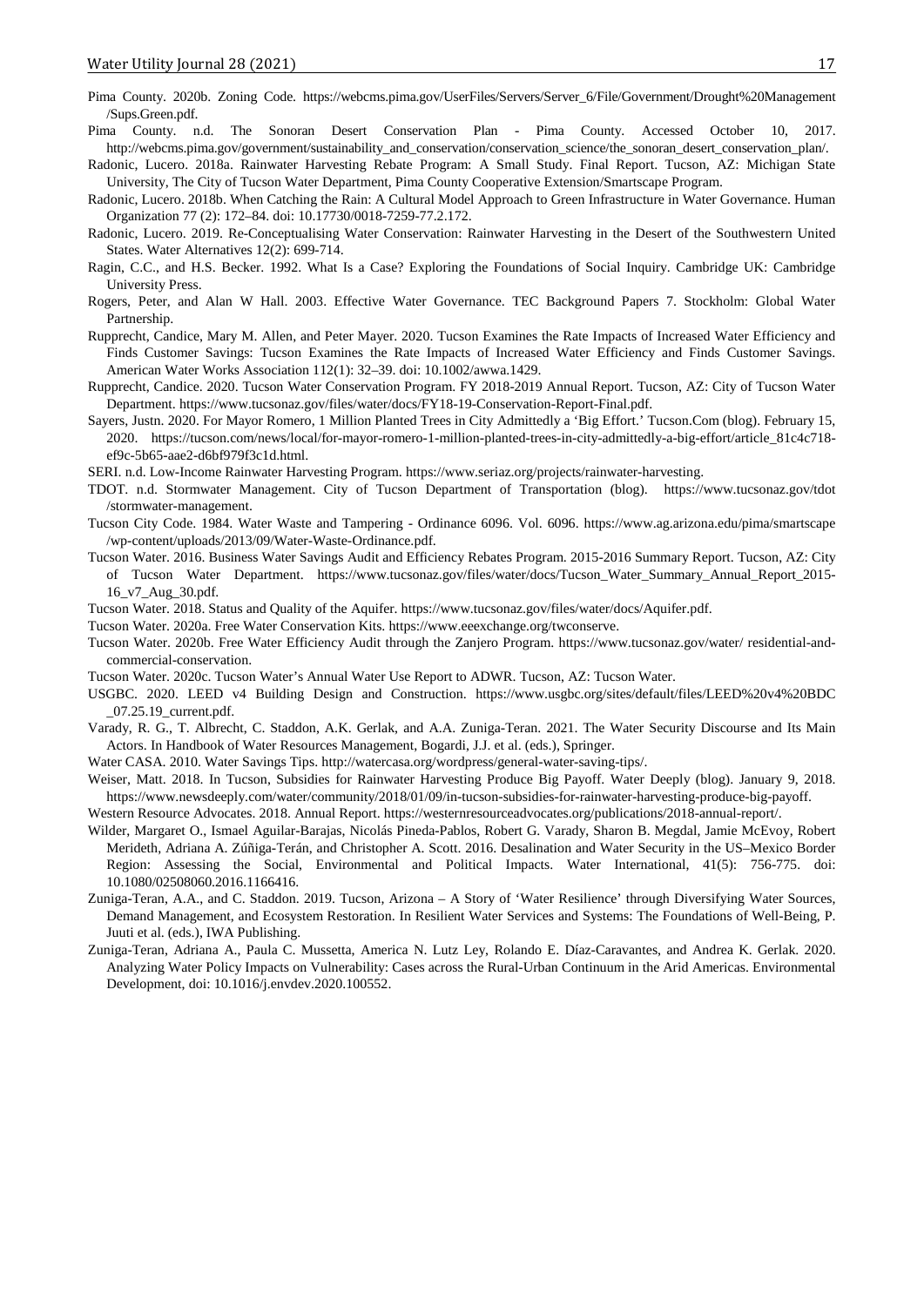Pima County. 2020b. Zoning Code. https://webcms.pima.gov/UserFiles/Servers/Server_6/File/Government/Drought%20Management/Sups.Green.pdf.

Pima County. n.d. The Sonoran Desert Conservation Plan - Pima County. Accessed October 10, 2017. http://webcms.pima.gov/government/sustainability_and_conservation/conservation_science/the_sonoran_desert_conservation_plan/.

Radonic, Lucero. 2018a. Rainwater Harvesting Rebate Program: A Small Study. Final Report. Tucson, AZ: Michigan State University, The City of Tucson Water Department, Pima County Cooperative Extension/Smartscape Program.

Radonic, Lucero. 2018b. When Catching the Rain: A Cultural Model Approach to Green Infrastructure in Water Governance. Human Organization 77 (2): 172–84. doi: 10.17730/0018-7259-77.2.172.

Radonic, Lucero. 2019. Re-Conceptualising Water Conservation: Rainwater Harvesting in the Desert of the Southwestern United States. Water Alternatives 12(2): 699-714.

Ragin, C.C., and H.S. Becker. 1992. What Is a Case? Exploring the Foundations of Social Inquiry. Cambridge UK: Cambridge University Press.

Rogers, Peter, and Alan W Hall. 2003. Effective Water Governance. TEC Background Papers 7. Stockholm: Global Water Partnership.

Rupprecht, Candice, Mary M. Allen, and Peter Mayer. 2020. Tucson Examines the Rate Impacts of Increased Water Efficiency and Finds Customer Savings: Tucson Examines the Rate Impacts of Increased Water Efficiency and Finds Customer Savings. American Water Works Association 112(1): 32–39. doi: 10.1002/awwa.1429.

Rupprecht, Candice. 2020. Tucson Water Conservation Program. FY 2018-2019 Annual Report. Tucson, AZ: City of Tucson Water Department. https://www.tucsonaz.gov/files/water/docs/FY18-19-Conservation-Report-Final.pdf.

Sayers, Justn. 2020. For Mayor Romero, 1 Million Planted Trees in City Admittedly a 'Big Effort.' Tucson.Com (blog). February 15, 2020. https://tucson.com/news/local/for-mayor-romero-1-million-planted-trees-in-city-admittedly-a-big-effort/article_81c4c718-ef9c-5b65-aae2-d6bf979f3c1d.html.

SERI. n.d. Low-Income Rainwater Harvesting Program. https://www.seriaz.org/projects/rainwater-harvesting.

TDOT. n.d. Stormwater Management. City of Tucson Department of Transportation (blog). https://www.tucsonaz.gov/tdot/stormwater-management.

Tucson City Code. 1984. Water Waste and Tampering - Ordinance 6096. Vol. 6096. https://www.ag.arizona.edu/pima/smartscape/wp-content/uploads/2013/09/Water-Waste-Ordinance.pdf.

Tucson Water. 2016. Business Water Savings Audit and Efficiency Rebates Program. 2015-2016 Summary Report. Tucson, AZ: City of Tucson Water Department. https://www.tucsonaz.gov/files/water/docs/Tucson_Water_Summary_Annual_Report_2015-16_v7_Aug_30.pdf.

Tucson Water. 2018. Status and Quality of the Aquifer. https://www.tucsonaz.gov/files/water/docs/Aquifer.pdf.

Tucson Water. 2020a. Free Water Conservation Kits. https://www.eeexchange.org/twconserve.

Tucson Water. 2020b. Free Water Efficiency Audit through the Zanjero Program. https://www.tucsonaz.gov/water/ residential-and-commercial-conservation.

Tucson Water. 2020c. Tucson Water's Annual Water Use Report to ADWR. Tucson, AZ: Tucson Water.

USGBC. 2020. LEED v4 Building Design and Construction. https://www.usgbc.org/sites/default/files/LEED%20v4%20BDC_07.25.19_current.pdf.

Varady, R. G., T. Albrecht, C. Staddon, A.K. Gerlak, and A.A. Zuniga-Teran. 2021. The Water Security Discourse and Its Main Actors. In Handbook of Water Resources Management, Bogardi, J.J. et al. (eds.), Springer.

Water CASA. 2010. Water Savings Tips. http://watercasa.org/wordpress/general-water-saving-tips/.

Weiser, Matt. 2018. In Tucson, Subsidies for Rainwater Harvesting Produce Big Payoff. Water Deeply (blog). January 9, 2018. https://www.newsdeeply.com/water/community/2018/01/09/in-tucson-subsidies-for-rainwater-harvesting-produce-big-payoff.

Western Resource Advocates. 2018. Annual Report. https://westernresourceadvocates.org/publications/2018-annual-report/.

Wilder, Margaret O., Ismael Aguilar-Barajas, Nicolás Pineda-Pablos, Robert G. Varady, Sharon B. Megdal, Jamie McEvoy, Robert Merideth, Adriana A. Zúñiga-Terán, and Christopher A. Scott. 2016. Desalination and Water Security in the US–Mexico Border Region: Assessing the Social, Environmental and Political Impacts. Water International, 41(5): 756-775. doi: 10.1080/02508060.2016.1166416.

Zuniga-Teran, A.A., and C. Staddon. 2019. Tucson, Arizona – A Story of 'Water Resilience' through Diversifying Water Sources, Demand Management, and Ecosystem Restoration. In Resilient Water Services and Systems: The Foundations of Well-Being, P. Juuti et al. (eds.), IWA Publishing.

Zuniga-Teran, Adriana A., Paula C. Mussetta, America N. Lutz Ley, Rolando E. Díaz-Caravantes, and Andrea K. Gerlak. 2020. Analyzing Water Policy Impacts on Vulnerability: Cases across the Rural-Urban Continuum in the Arid Americas. Environmental Development, doi: 10.1016/j.envdev.2020.100552.